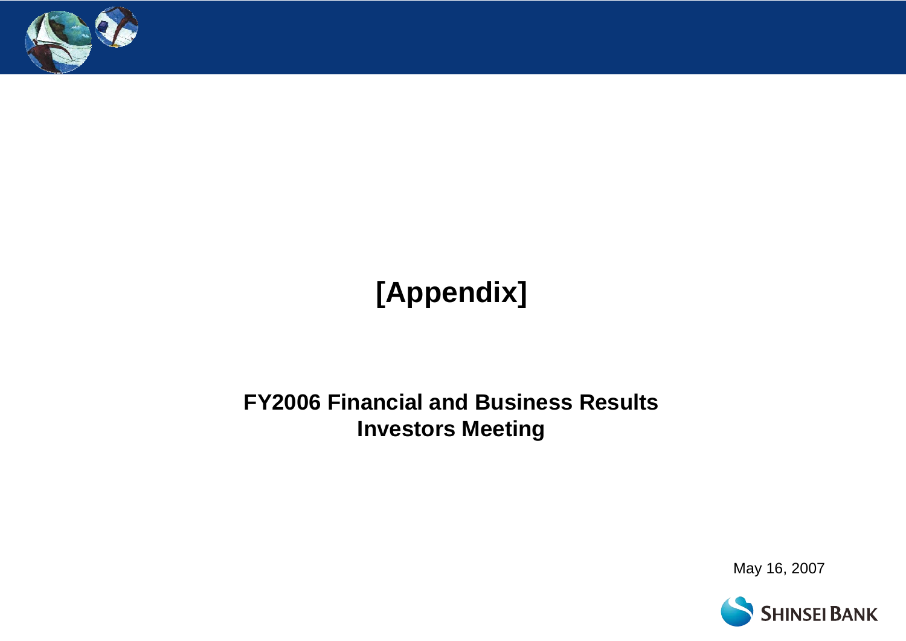# [Appendix]

**FY2006 Financial and Business Results**
**Investors Meeting**

May 16, 2007

SHINSEI BANK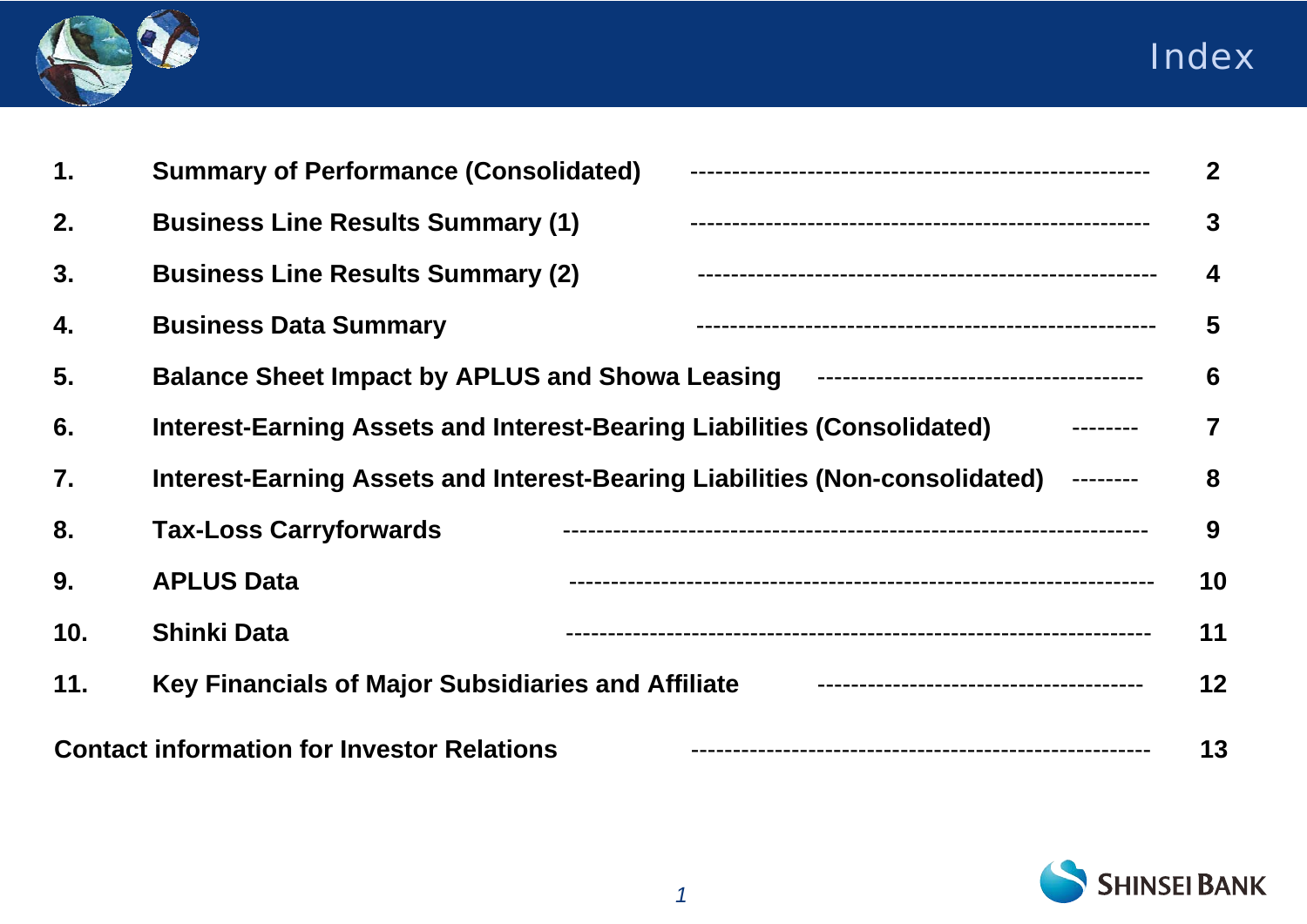# Index

| | | |
|---|---|---|
| 1. | Summary of Performance (Consolidated) | 2 |
| 2. | Business Line Results Summary (1) | 3 |
| 3. | Business Line Results Summary (2) | 4 |
| 4. | Business Data Summary | 5 |
| 5. | Balance Sheet Impact by APLUS and Showa Leasing | 6 |
| 6. | Interest-Earning Assets and Interest-Bearing Liabilities (Consolidated) | 7 |
| 7. | Interest-Earning Assets and Interest-Bearing Liabilities (Non-consolidated) | 8 |
| 8. | Tax-Loss Carryforwards | 9 |
| 9. | APLUS Data | 10 |
| 10. | Shinki Data | 11 |
| 11. | Key Financials of Major Subsidiaries and Affiliate | 12 |
| | Contact information for Investor Relations | 13 |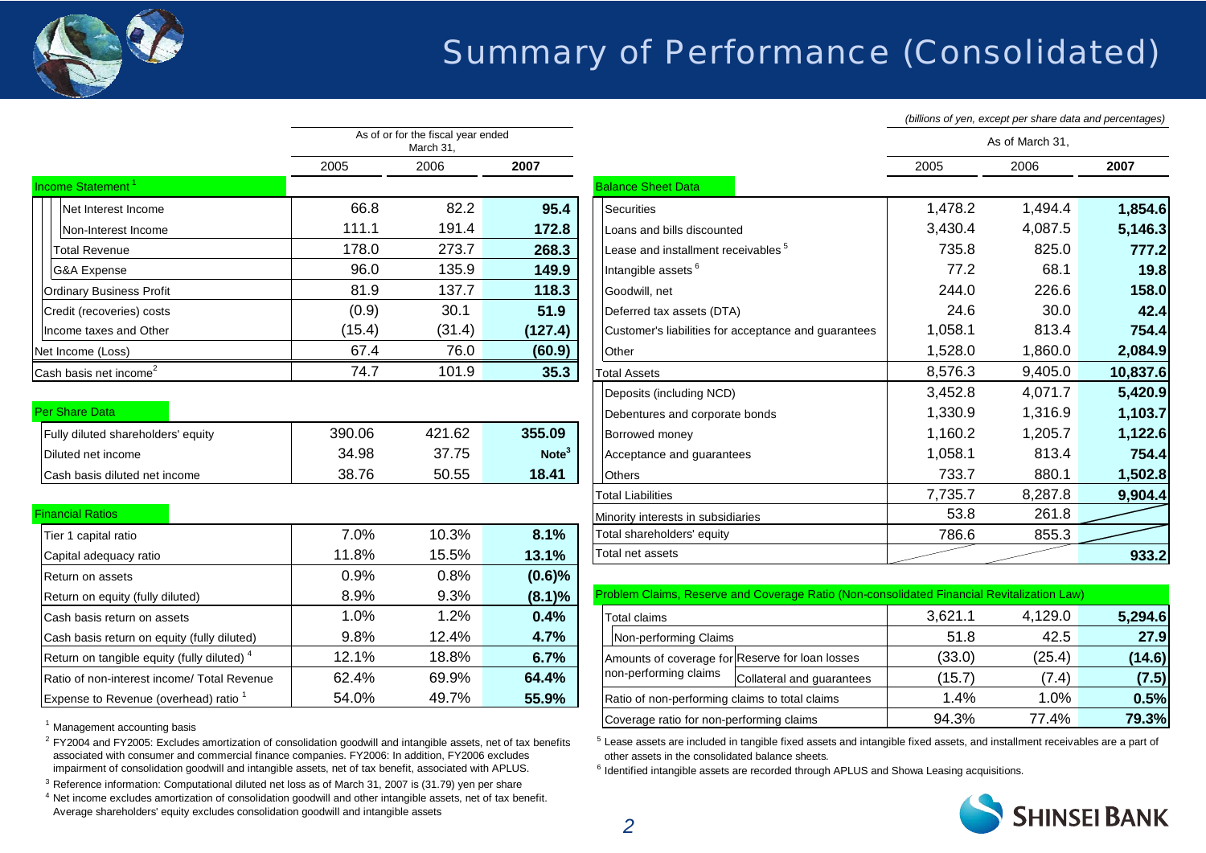# Summary of Performance (Consolidated)

*(billions of yen, except per share data and percentages)*

| | As of or for the fiscal year ended March 31, | | |
|---|---|---|---|
| | 2005 | 2006 | **2007** |
| **Income Statement**[1] | | | |
| Net Interest Income | 66.8 | 82.2 | **95.4** |
| Non-Interest Income | 111.1 | 191.4 | **172.8** |
| Total Revenue | 178.0 | 273.7 | **268.3** |
| G&A Expense | 96.0 | 135.9 | **149.9** |
| Ordinary Business Profit | 81.9 | 137.7 | **118.3** |
| Credit (recoveries) costs | (0.9) | 30.1 | **51.9** |
| Income taxes and Other | (15.4) | (31.4) | **(127.4)** |
| Net Income (Loss) | 67.4 | 76.0 | **(60.9)** |
| Cash basis net income[2] | 74.7 | 101.9 | **35.3** |
| **Per Share Data** | | | |
| Fully diluted shareholders' equity | 390.06 | 421.62 | **355.09** |
| Diluted net income | 34.98 | 37.75 | **Note[3]** |
| Cash basis diluted net income | 38.76 | 50.55 | **18.41** |
| **Financial Ratios** | | | |
| Tier 1 capital ratio | 7.0% | 10.3% | **8.1%** |
| Capital adequacy ratio | 11.8% | 15.5% | **13.1%** |
| Return on assets | 0.9% | 0.8% | **(0.6)%** |
| Return on equity (fully diluted) | 8.9% | 9.3% | **(8.1)%** |
| Cash basis return on assets | 1.0% | 1.2% | **0.4%** |
| Cash basis return on equity (fully diluted) | 9.8% | 12.4% | **4.7%** |
| Return on tangible equity (fully diluted)[4] | 12.1% | 18.8% | **6.7%** |
| Ratio of non-interest income/ Total Revenue | 62.4% | 69.9% | **64.4%** |
| Expense to Revenue (overhead) ratio[1] | 54.0% | 49.7% | **55.9%** |

[1] Management accounting basis

[2] FY2004 and FY2005: Excludes amortization of consolidation goodwill and intangible assets, net of tax benefits associated with consumer and commercial finance companies. FY2006: In addition, FY2006 excludes impairment of consolidation goodwill and intangible assets, net of tax benefit, associated with APLUS.

[3] Reference information: Computational diluted net loss as of March 31, 2007 is (31.79) yen per share

[4] Net income excludes amortization of consolidation goodwill and other intangible assets, net of tax benefit. Average shareholders' equity excludes consolidation goodwill and intangible assets

| | As of March 31, | | |
|---|---|---|---|
| | 2005 | 2006 | **2007** |
| **Balance Sheet Data** | | | |
| Securities | 1,478.2 | 1,494.4 | **1,854.6** |
| Loans and bills discounted | 3,430.4 | 4,087.5 | **5,146.3** |
| Lease and installment receivables[5] | 735.8 | 825.0 | **777.2** |
| Intangible assets[6] | 77.2 | 68.1 | **19.8** |
| Goodwill, net | 244.0 | 226.6 | **158.0** |
| Deferred tax assets (DTA) | 24.6 | 30.0 | **42.4** |
| Customer's liabilities for acceptance and guarantees | 1,058.1 | 813.4 | **754.4** |
| Other | 1,528.0 | 1,860.0 | **2,084.9** |
| Total Assets | 8,576.3 | 9,405.0 | **10,837.6** |
| Deposits (including NCD) | 3,452.8 | 4,071.7 | **5,420.9** |
| Debentures and corporate bonds | 1,330.9 | 1,316.9 | **1,103.7** |
| Borrowed money | 1,160.2 | 1,205.7 | **1,122.6** |
| Acceptance and guarantees | 1,058.1 | 813.4 | **754.4** |
| Others | 733.7 | 880.1 | **1,502.8** |
| Total Liabilities | 7,735.7 | 8,287.8 | **9,904.4** |
| Minority interests in subsidiaries | 53.8 | 261.8 | |
| Total shareholders' equity | 786.6 | 855.3 | |
| Total net assets | | | **933.2** |

| Problem Claims, Reserve and Coverage Ratio (Non-consolidated Financial Revitalization Law) | | 2005 | 2006 | **2007** |
|---|---|---|---|---|
| Total claims | | 3,621.1 | 4,129.0 | **5,294.6** |
| Non-performing Claims | | 51.8 | 42.5 | **27.9** |
| Amounts of coverage for non-performing claims | Reserve for loan losses | (33.0) | (25.4) | **(14.6)** |
| | Collateral and guarantees | (15.7) | (7.4) | **(7.5)** |
| Ratio of non-performing claims to total claims | | 1.4% | 1.0% | **0.5%** |
| Coverage ratio for non-performing claims | | 94.3% | 77.4% | **79.3%** |

[5] Lease assets are included in tangible fixed assets and intangible fixed assets, and installment receivables are a part of other assets in the consolidated balance sheets.

[6] Identified intangible assets are recorded through APLUS and Showa Leasing acquisitions.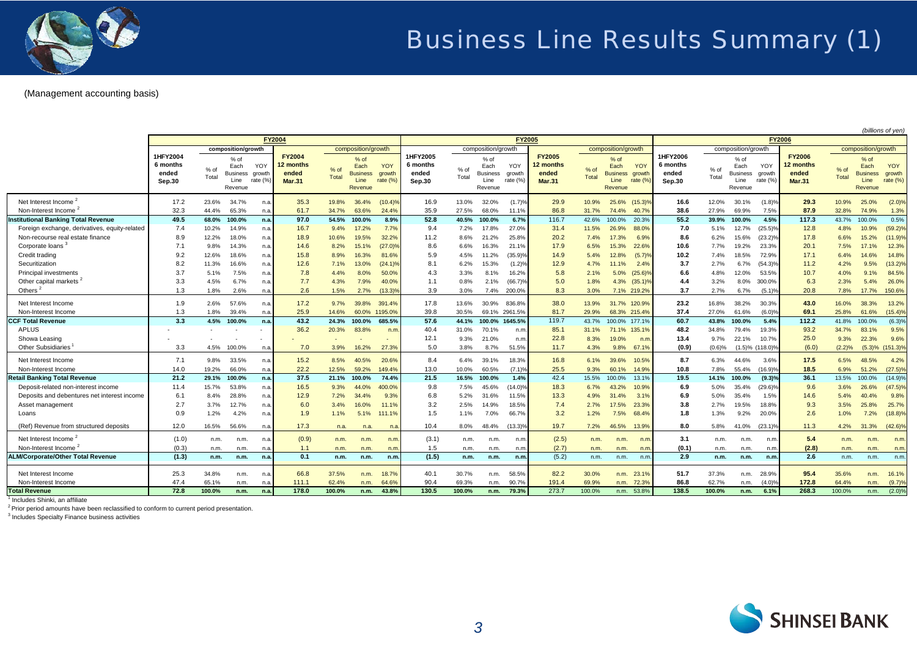# Business Line Results Summary (1)

(Management accounting basis)

*(billions of yen)*

| | FY2004 | | | | | | | | FY2005 | | | | | | | | FY2006 | | | | | | | |
|---|---|---|---|---|---|---|---|---|---|---|---|---|---|---|---|---|---|---|---|---|---|---|---|---|
| | 1HFY2004 6 months ended Sep.30 | composition/growth | | | FY2004 12 months ended Mar.31 | composition/growth | | | 1HFY2005 6 months ended Sep.30 | composition/growth | | | FY2005 12 months ended Mar.31 | composition/growth | | | 1HFY2006 6 months ended Sep.30 | composition/growth | | | FY2006 12 months ended Mar.31 | composition/growth | | |
| | | % of Total | % of Each Business Line Revenue | YOY growth rate (%) | | % of Total | % of Each Business Line Revenue | YOY growth rate (%) | | % of Total | % of Each Business Line Revenue | YOY growth rate (%) | | % of Total | % of Each Business Line Revenue | YOY growth rate (%) | | % of Total | % of Each Business Line Revenue | YOY growth rate (%) | | % of Total | % of Each Business Line Revenue | YOY growth rate (%) |
| Net Interest Income [2] | 17.2 | 23.6% | 34.7% | n.a. | 35.3 | 19.8% | 36.4% | (10.4)% | 16.9 | 13.0% | 32.0% | (1.7)% | 29.9 | 10.9% | 25.6% | (15.3)% | 16.6 | 12.0% | 30.1% | (1.8)% | 29.3 | 10.9% | 25.0% | (2.0)% |
| Non-Interest Income [2] | 32.3 | 44.4% | 65.3% | n.a. | 61.7 | 34.7% | 63.6% | 24.4% | 35.9 | 27.5% | 68.0% | 11.1% | 86.8 | 31.7% | 74.4% | 40.7% | 38.6 | 27.9% | 69.9% | 7.5% | 87.9 | 32.8% | 74.9% | 1.3% |
| **Institutional Banking Total Revenue** | **49.5** | **68.0%** | **100.0%** | **n.a.** | **97.0** | **54.5%** | **100.0%** | **8.9%** | **52.8** | **40.5%** | **100.0%** | **6.7%** | **116.7** | **42.6%** | **100.0%** | **20.3%** | **55.2** | **39.9%** | **100.0%** | **4.5%** | **117.3** | **43.7%** | **100.0%** | **0.5%** |
| Foreign exchange, derivatives, equity-related | 7.4 | 10.2% | 14.9% | n.a. | 16.7 | 9.4% | 17.2% | 7.7% | 9.4 | 7.2% | 17.8% | 27.0% | 31.4 | 11.5% | 26.9% | 88.0% | 7.0 | 5.1% | 12.7% | (25.5)% | 12.8 | 4.8% | 10.9% | (59.2)% |
| Non-recourse real estate finance | 8.9 | 12.2% | 18.0% | n.a. | 18.9 | 10.6% | 19.5% | 32.2% | 11.2 | 8.6% | 21.2% | 25.8% | 20.2 | 7.4% | 17.3% | 6.9% | 8.6 | 6.2% | 15.6% | (23.2)% | 17.8 | 6.6% | 15.2% | (11.9)% |
| Corporate loans [3] | 7.1 | 9.8% | 14.3% | n.a. | 14.6 | 8.2% | 15.1% | (27.0)% | 8.6 | 6.6% | 16.3% | 21.1% | 17.9 | 6.5% | 15.3% | 22.6% | 10.6 | 7.7% | 19.2% | 23.3% | 20.1 | 7.5% | 17.1% | 12.3% |
| Credit trading | 9.2 | 12.6% | 18.6% | n.a. | 15.8 | 8.9% | 16.3% | 81.6% | 5.9 | 4.5% | 11.2% | (35.9)% | 14.9 | 5.4% | 12.8% | (5.7)% | 10.2 | 7.4% | 18.5% | 72.9% | 17.1 | 6.4% | 14.6% | 14.8% |
| Securitization | 8.2 | 11.3% | 16.6% | n.a. | 12.6 | 7.1% | 13.0% | (24.1)% | 8.1 | 6.2% | 15.3% | (1.2)% | 12.9 | 4.7% | 11.1% | 2.4% | 3.7 | 2.7% | 6.7% | (54.3)% | 11.2 | 4.2% | 9.5% | (13.2)% |
| Principal investments | 3.7 | 5.1% | 7.5% | n.a. | 7.8 | 4.4% | 8.0% | 50.0% | 4.3 | 3.3% | 8.1% | 16.2% | 5.8 | 2.1% | 5.0% | (25.6)% | 6.6 | 4.8% | 12.0% | 53.5% | 10.7 | 4.0% | 9.1% | 84.5% |
| Other capital markets [2] | 3.3 | 4.5% | 6.7% | n.a. | 7.7 | 4.3% | 7.9% | 40.0% | 1.1 | 0.8% | 2.1% | (66.7)% | 5.0 | 1.8% | 4.3% | (35.1)% | 4.4 | 3.2% | 8.0% | 300.0% | 6.3 | 2.3% | 5.4% | 26.0% |
| Others [2] | 1.3 | 1.8% | 2.6% | n.a. | 2.6 | 1.5% | 2.7% | (13.3)% | 3.9 | 3.0% | 7.4% | 200.0% | 8.3 | 3.0% | 7.1% | 219.2% | 3.7 | 2.7% | 6.7% | (5.1)% | 20.8 | 7.8% | 17.7% | 150.6% |
| Net Interest Income | 1.9 | 2.6% | 57.6% | n.a. | 17.2 | 9.7% | 39.8% | 391.4% | 17.8 | 13.6% | 30.9% | 836.8% | 38.0 | 13.9% | 31.7% | 120.9% | 23.2 | 16.8% | 38.2% | 30.3% | 43.0 | 16.0% | 38.3% | 13.2% |
| Non-Interest Income | 1.3 | 1.8% | 39.4% | n.a. | 25.9 | 14.6% | 60.0% | 1195.0% | 39.8 | 30.5% | 69.1% | 2961.5% | 81.7 | 29.9% | 68.3% | 215.4% | 37.4 | 27.0% | 61.6% | (6.0)% | 69.1 | 25.8% | 61.6% | (15.4)% |
| **CCF Total Revenue** | **3.3** | **4.5%** | **100.0%** | **n.a.** | **43.2** | **24.3%** | **100.0%** | **685.5%** | **57.6** | **44.1%** | **100.0%** | **1645.5%** | **119.7** | **43.7%** | **100.0%** | **177.1%** | **60.7** | **43.8%** | **100.0%** | **5.4%** | **112.2** | **41.8%** | **100.0%** | **(6.3)%** |
| APLUS | - | - | - | - | 36.2 | 20.3% | 83.8% | n.m. | 40.4 | 31.0% | 70.1% | n.m. | 85.1 | 31.1% | 71.1% | 135.1% | 48.2 | 34.8% | 79.4% | 19.3% | 93.2 | 34.7% | 83.1% | 9.5% |
| Showa Leasing | - | - | - | - | - | - | - | - | 12.1 | 9.3% | 21.0% | n.m. | 22.8 | 8.3% | 19.0% | n.m. | 13.4 | 9.7% | 22.1% | 10.7% | 25.0 | 9.3% | 22.3% | 9.6% |
| Other Subsidiaries [1] | 3.3 | 4.5% | 100.0% | n.a. | 7.0 | 3.9% | 16.2% | 27.3% | 5.0 | 3.8% | 8.7% | 51.5% | 11.7 | 4.3% | 9.8% | 67.1% | (0.9) | (0.6)% | (1.5)% | (118.0)% | (6.0) | (2.2)% | (5.3)% | (151.3)% |
| Net Interest Income | 7.1 | 9.8% | 33.5% | n.a. | 15.2 | 8.5% | 40.5% | 20.6% | 8.4 | 6.4% | 39.1% | 18.3% | 16.8 | 6.1% | 39.6% | 10.5% | 8.7 | 6.3% | 44.6% | 3.6% | 17.5 | 6.5% | 48.5% | 4.2% |
| Non-Interest Income | 14.0 | 19.2% | 66.0% | n.a. | 22.2 | 12.5% | 59.2% | 149.4% | 13.0 | 10.0% | 60.5% | (7.1)% | 25.5 | 9.3% | 60.1% | 14.9% | 10.8 | 7.8% | 55.4% | (16.9)% | 18.5 | 6.9% | 51.2% | (27.5)% |
| **Retail Banking Total Revenue** | **21.2** | **29.1%** | **100.0%** | **n.a.** | **37.5** | **21.1%** | **100.0%** | **74.4%** | **21.5** | **16.5%** | **100.0%** | **1.4%** | **42.4** | **15.5%** | **100.0%** | **13.1%** | **19.5** | **14.1%** | **100.0%** | **(9.3)%** | **36.1** | **13.5%** | **100.0%** | **(14.9)%** |
| Deposit-related non-interest income | 11.4 | 15.7% | 53.8% | n.a. | 16.5 | 9.3% | 44.0% | 400.0% | 9.8 | 7.5% | 45.6% | (14.0)% | 18.3 | 6.7% | 43.2% | 10.9% | 6.9 | 5.0% | 35.4% | (29.6)% | 9.6 | 3.6% | 26.6% | (47.5)% |
| Deposits and debentures net interest income | 6.1 | 8.4% | 28.8% | n.a. | 12.9 | 7.2% | 34.4% | 9.3% | 6.8 | 5.2% | 31.6% | 11.5% | 13.3 | 4.9% | 31.4% | 3.1% | 6.9 | 5.0% | 35.4% | 1.5% | 14.6 | 5.4% | 40.4% | 9.8% |
| Asset management | 2.7 | 3.7% | 12.7% | n.a. | 6.0 | 3.4% | 16.0% | 11.1% | 3.2 | 2.5% | 14.9% | 18.5% | 7.4 | 2.7% | 17.5% | 23.3% | 3.8 | 2.7% | 19.5% | 18.8% | 9.3 | 3.5% | 25.8% | 25.7% |
| Loans | 0.9 | 1.2% | 4.2% | n.a. | 1.9 | 1.1% | 5.1% | 111.1% | 1.5 | 1.1% | 7.0% | 66.7% | 3.2 | 1.2% | 7.5% | 68.4% | 1.8 | 1.3% | 9.2% | 20.0% | 2.6 | 1.0% | 7.2% | (18.8)% |
| (Ref) Revenue from structured deposits | 12.0 | 16.5% | 56.6% | n.a. | 17.3 | n.a. | n.a. | n.a. | 10.4 | 8.0% | 48.4% | (13.3)% | 19.7 | 7.2% | 46.5% | 13.9% | 8.0 | 5.8% | 41.0% | (23.1)% | 11.3 | 4.2% | 31.3% | (42.6)% |
| Net Interest Income [2] | (1.0) | n.m. | n.m. | n.a. | (0.9) | n.m. | n.m. | n.m. | (3.1) | n.m. | n.m. | n.m. | (2.5) | n.m. | n.m. | n.m. | 3.1 | n.m. | n.m. | n.m. | 5.4 | n.m. | n.m. | n.m. |
| Non-Interest Income [2] | (0.3) | n.m. | n.m. | n.a. | 1.1 | n.m. | n.m. | n.m. | 1.5 | n.m. | n.m. | n.m. | (2.7) | n.m. | n.m. | n.m. | (0.1) | n.m. | n.m. | n.m. | (2.8) | n.m. | n.m. | n.m. |
| **ALM/Corporate/Other Total Revenue** | **(1.3)** | **n.m.** | **n.m.** | **n.a.** | **0.1** | **n.m.** | **n.m.** | **n.m.** | **(1.5)** | **n.m.** | **n.m.** | **n.m.** | **(5.2)** | **n.m.** | **n.m.** | **n.m.** | **2.9** | **n.m.** | **n.m.** | **n.m.** | **2.6** | **n.m.** | **n.m.** | **n.m.** |
| Net Interest Income | 25.3 | 34.8% | n.m. | n.a. | 66.8 | 37.5% | n.m. | 18.7% | 40.1 | 30.7% | n.m. | 58.5% | 82.2 | 30.0% | n.m. | 23.1% | 51.7 | 37.3% | n.m. | 28.9% | 95.4 | 35.6% | n.m. | 16.1% |
| Non-Interest Income | 47.4 | 65.1% | n.m. | n.a. | 111.1 | 62.4% | n.m. | 64.6% | 90.4 | 69.3% | n.m. | 90.7% | 191.4 | 69.9% | n.m. | 72.3% | 86.8 | 62.7% | n.m. | (4.0)% | 172.8 | 64.4% | n.m. | (9.7)% |
| **Total Revenue** | **72.8** | **100.0%** | **n.m.** | **n.a.** | **178.0** | **100.0%** | **n.m.** | **43.8%** | **130.5** | **100.0%** | **n.m.** | **79.3%** | **273.7** | **100.0%** | **n.m.** | **53.8%** | **138.5** | **100.0%** | **n.m.** | **6.1%** | **268.3** | **100.0%** | **n.m.** | **(2.0)%** |

[1] Includes Shinki, an affiliate

[2] Prior period amounts have been reclassified to conform to current period presentation.

[3] Includes Specialty Finance business activities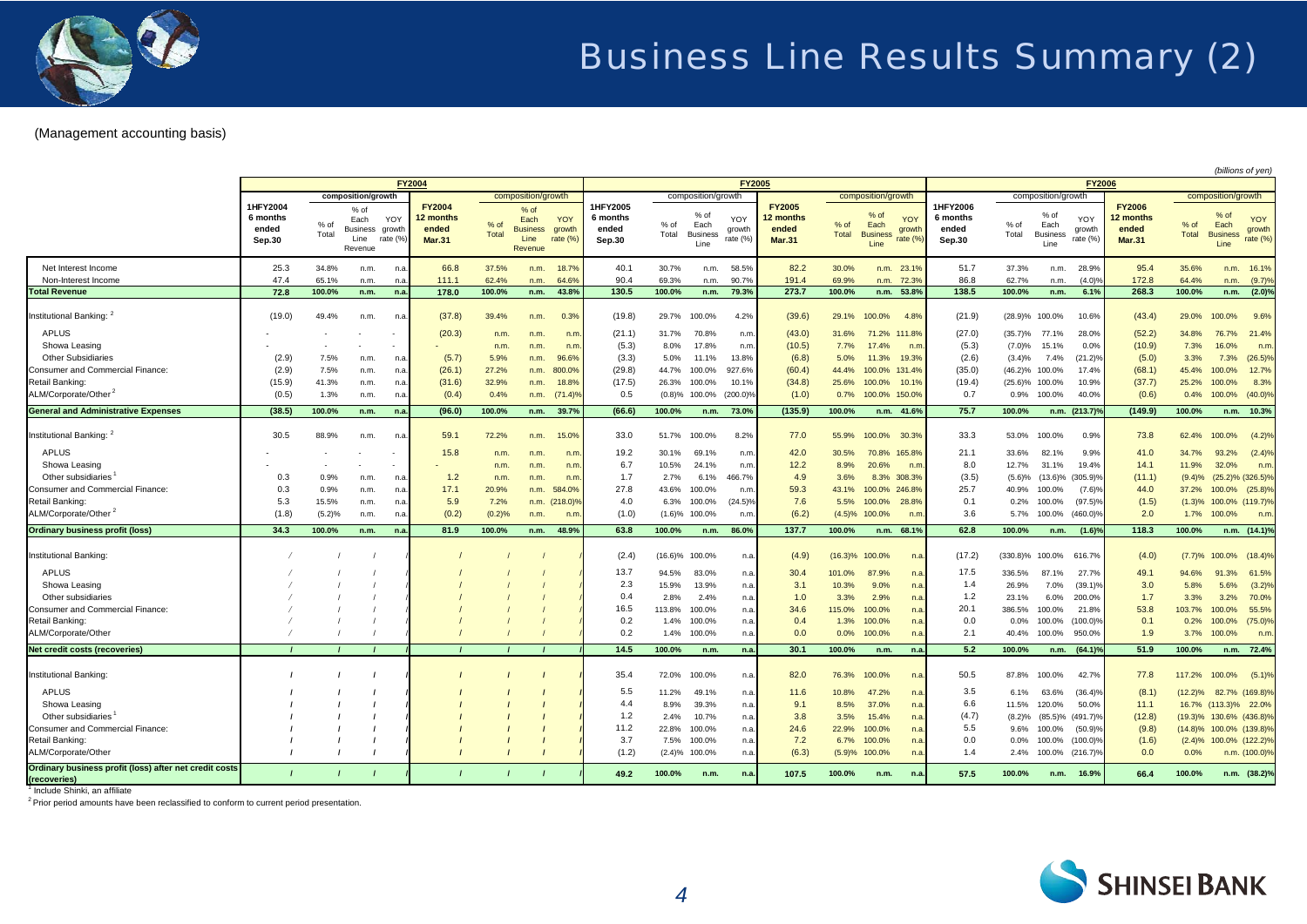# Business Line Results Summary (2)

(Management accounting basis)

*(billions of yen)*

| | FY2004 | | | | | | | | FY2005 | | | | | | | | FY2006 | | | | | | | |
|---|---|---|---|---|---|---|---|---|---|---|---|---|---|---|---|---|---|---|---|---|---|---|---|---|
| | 1HFY2004 6 months ended Sep.30 | composition/growth | | | FY2004 12 months ended Mar.31 | composition/growth | | | 1HFY2005 6 months ended Sep.30 | composition/growth | | | FY2005 12 months ended Mar.31 | composition/growth | | | 1HFY2006 6 months ended Sep.30 | composition/growth | | | FY2006 12 months ended Mar.31 | composition/growth | | |
| | | % of Total | % of Each Business Line Revenue | YOY growth rate (%) | | % of Total | % of Each Business Line Revenue | YOY growth rate (%) | | % of Total | % of Each Business Line | YOY growth rate (%) | | % of Total | % of Each Business Line | YOY growth rate (%) | | % of Total | % of Each Business Line | YOY growth rate (%) | | % of Total | % of Each Business Line | YOY growth rate (%) |
| Net Interest Income | 25.3 | 34.8% | n.m. | n.a. | 66.8 | 37.5% | n.m. | 18.7% | 40.1 | 30.7% | n.m. | 58.5% | 82.2 | 30.0% | n.m. | 23.1% | 51.7 | 37.3% | n.m. | 28.9% | 95.4 | 35.6% | n.m. | 16.1% |
| Non-Interest Income | 47.4 | 65.1% | n.m. | n.a. | 111.1 | 62.4% | n.m. | 64.6% | 90.4 | 69.3% | n.m. | 90.7% | 191.4 | 69.9% | n.m. | 72.3% | 86.8 | 62.7% | n.m. | (4.0)% | 172.8 | 64.4% | n.m. | (9.7)% |
| **Total Revenue** | **72.8** | **100.0%** | **n.m.** | **n.a.** | **178.0** | **100.0%** | **n.m.** | **43.8%** | **130.5** | **100.0%** | **n.m.** | **79.3%** | **273.7** | **100.0%** | **n.m.** | **53.8%** | **138.5** | **100.0%** | **n.m.** | **6.1%** | **268.3** | **100.0%** | **n.m.** | **(2.0)%** |
| Institutional Banking: [2] | (19.0) | 49.4% | n.m. | n.a. | (37.8) | 39.4% | n.m. | 0.3% | (19.8) | 29.7% | 100.0% | 4.2% | (39.6) | 29.1% | 100.0% | 4.8% | (21.9) | (28.9)% | 100.0% | 10.6% | (43.4) | 29.0% | 100.0% | 9.6% |
| APLUS | - | - | - | - | (20.3) | n.m. | n.m. | n.m. | (21.1) | 31.7% | 70.8% | n.m. | (43.0) | 31.6% | 71.2% | 111.8% | (27.0) | (35.7)% | 77.1% | 28.0% | (52.2) | 34.8% | 76.7% | 21.4% |
| Showa Leasing | - | - | - | - | - | n.m. | n.m. | n.m. | (5.3) | 8.0% | 17.8% | n.m. | (10.5) | 7.7% | 17.4% | n.m. | (5.3) | (7.0)% | 15.1% | 0.0% | (10.9) | 7.3% | 16.0% | n.m. |
| Other Subsidiaries | (2.9) | 7.5% | n.m. | n.a. | (5.7) | 5.9% | n.m. | 96.6% | (3.3) | 5.0% | 11.1% | 13.8% | (6.8) | 5.0% | 11.3% | 19.3% | (2.6) | (3.4)% | 7.4% | (21.2)% | (5.0) | 3.3% | 7.3% | (26.5)% |
| Consumer and Commercial Finance: | (2.9) | 7.5% | n.m. | n.a. | (26.1) | 27.2% | n.m. | 800.0% | (29.8) | 44.7% | 100.0% | 927.6% | (60.4) | 44.4% | 100.0% | 131.4% | (35.0) | (46.2)% | 100.0% | 17.4% | (68.1) | 45.4% | 100.0% | 12.7% |
| Retail Banking: | (15.9) | 41.3% | n.m. | n.a. | (31.6) | 32.9% | n.m. | 18.8% | (17.5) | 26.3% | 100.0% | 10.1% | (34.8) | 25.6% | 100.0% | 10.1% | (19.4) | (25.6)% | 100.0% | 10.9% | (37.7) | 25.2% | 100.0% | 8.3% |
| ALM/Corporate/Other [2] | (0.5) | 1.3% | n.m. | n.a. | (0.4) | 0.4% | n.m. | (71.4)% | 0.5 | (0.8)% | 100.0% | (200.0)% | (1.0) | 0.7% | 100.0% | 150.0% | 0.7 | 0.9% | 100.0% | 40.0% | (0.6) | 0.4% | 100.0% | (40.0)% |
| **General and Administrative Expenses** | **(38.5)** | **100.0%** | **n.m.** | **n.a.** | **(96.0)** | **100.0%** | **n.m.** | **39.7%** | **(66.6)** | **100.0%** | **n.m.** | **73.0%** | **(135.9)** | **100.0%** | **n.m.** | **41.6%** | **75.7** | **100.0%** | **n.m.** | **(213.7)%** | **(149.9)** | **100.0%** | **n.m.** | **10.3%** |
| Institutional Banking: [2] | 30.5 | 88.9% | n.m. | n.a. | 59.1 | 72.2% | n.m. | 15.0% | 33.0 | 51.7% | 100.0% | 8.2% | 77.0 | 55.9% | 100.0% | 30.3% | 33.3 | 53.0% | 100.0% | 0.9% | 73.8 | 62.4% | 100.0% | (4.2)% |
| APLUS | - | - | - | - | 15.8 | n.m. | n.m. | n.m. | 19.2 | 30.1% | 69.1% | n.m. | 42.0 | 30.5% | 70.8% | 165.8% | 21.1 | 33.6% | 82.1% | 9.9% | 41.0 | 34.7% | 93.2% | (2.4)% |
| Showa Leasing | - | - | - | - | - | n.m. | n.m. | n.m. | 6.7 | 10.5% | 24.1% | n.m. | 12.2 | 8.9% | 20.6% | n.m. | 8.0 | 12.7% | 31.1% | 19.4% | 14.1 | 11.9% | 32.0% | n.m. |
| Other subsidiaries [1] | 0.3 | 0.9% | n.m. | n.a. | 1.2 | n.m. | n.m. | n.m. | 1.7 | 2.7% | 6.1% | 466.7% | 4.9 | 3.6% | 8.3% | 308.3% | (3.5) | (5.6)% | (13.6)% | (305.9)% | (11.1) | (9.4)% | (25.2)% | (326.5)% |
| Consumer and Commercial Finance: | 0.3 | 0.9% | n.m. | n.a. | 17.1 | 20.9% | n.m. | 584.0% | 27.8 | 43.6% | 100.0% | n.m. | 59.3 | 43.1% | 100.0% | 246.8% | 25.7 | 40.9% | 100.0% | (7.6)% | 44.0 | 37.2% | 100.0% | (25.8)% |
| Retail Banking: | 5.3 | 15.5% | n.m. | n.a. | 5.9 | 7.2% | n.m. | (218.0)% | 4.0 | 6.3% | 100.0% | (24.5)% | 7.6 | 5.5% | 100.0% | 28.8% | 0.1 | 0.2% | 100.0% | (97.5)% | (1.5) | (1.3)% | 100.0% | (119.7)% |
| ALM/Corporate/Other [2] | (1.8) | (5.2)% | n.m. | n.a. | (0.2) | (0.2)% | n.m. | n.m. | (1.0) | (1.6)% | 100.0% | n.m. | (6.2) | (4.5)% | 100.0% | n.m. | 3.6 | 5.7% | 100.0% | (460.0)% | 2.0 | 1.7% | 100.0% | n.m. |
| **Ordinary business profit (loss)** | **34.3** | **100.0%** | **n.m.** | **n.a.** | **81.9** | **100.0%** | **n.m.** | **48.9%** | **63.8** | **100.0%** | **n.m.** | **86.0%** | **137.7** | **100.0%** | **n.m.** | **68.1%** | **62.8** | **100.0%** | **n.m.** | **(1.6)%** | **118.3** | **100.0%** | **n.m.** | **(14.1)%** |
| Institutional Banking: | / | / | / | | / | / | / | | (2.4) | (16.6)% | 100.0% | n.a. | (4.9) | (16.3)% | 100.0% | n.a. | (17.2) | (330.8)% | 100.0% | 616.7% | (4.0) | (7.7)% | 100.0% | (18.4)% |
| APLUS | / | / | / | | / | / | / | | 13.7 | 94.5% | 83.0% | n.a. | 30.4 | 101.0% | 87.9% | n.a. | 17.5 | 336.5% | 87.1% | 27.7% | 49.1 | 94.6% | 91.3% | 61.5% |
| Showa Leasing | / | / | / | | / | / | / | | 2.3 | 15.9% | 13.9% | n.a. | 3.1 | 10.3% | 9.0% | n.a. | 1.4 | 26.9% | 7.0% | (39.1)% | 3.0 | 5.8% | 5.6% | (3.2)% |
| Other subsidiaries | / | / | / | | / | / | / | | 0.4 | 2.8% | 2.4% | n.a. | 1.0 | 3.3% | 2.9% | n.a. | 1.2 | 23.1% | 6.0% | 200.0% | 1.7 | 3.3% | 3.2% | 70.0% |
| Consumer and Commercial Finance: | / | / | / | | / | / | / | | 16.5 | 113.8% | 100.0% | n.a. | 34.6 | 115.0% | 100.0% | n.a. | 20.1 | 386.5% | 100.0% | 21.8% | 53.8 | 103.7% | 100.0% | 55.5% |
| Retail Banking: | / | / | / | | / | / | / | | 0.2 | 1.4% | 100.0% | n.a. | 0.4 | 1.3% | 100.0% | n.a. | 0.0 | 0.0% | 100.0% | (100.0)% | 0.1 | 0.2% | 100.0% | (75.0)% |
| ALM/Corporate/Other | / | / | / | | / | / | / | | 0.2 | 1.4% | 100.0% | n.a. | 0.0 | 0.0% | 100.0% | n.a. | 2.1 | 40.4% | 100.0% | 950.0% | 1.9 | 3.7% | 100.0% | n.m. |
| **Net credit costs (recoveries)** | **/** | **/** | **/** | | **/** | **/** | **/** | | **14.5** | **100.0%** | **n.m.** | **n.a.** | **30.1** | **100.0%** | **n.m.** | **n.a.** | **5.2** | **100.0%** | **n.m.** | **(64.1)%** | **51.9** | **100.0%** | **n.m.** | **72.4%** |
| Institutional Banking: | / | / | / | | / | / | / | | 35.4 | 72.0% | 100.0% | n.a. | 82.0 | 76.3% | 100.0% | n.a. | 50.5 | 87.8% | 100.0% | 42.7% | 77.8 | 117.2% | 100.0% | (5.1)% |
| APLUS | / | / | / | | / | / | / | | 5.5 | 11.2% | 49.1% | n.a. | 11.6 | 10.8% | 47.2% | n.a. | 3.5 | 6.1% | 63.6% | (36.4)% | (8.1) | (12.2)% | 82.7% | (169.8)% |
| Showa Leasing | / | / | / | | / | / | / | | 4.4 | 8.9% | 39.3% | n.a. | 9.1 | 8.5% | 37.0% | n.a. | 6.6 | 11.5% | 120.0% | 50.0% | 11.1 | 16.7% | (113.3)% | 22.0% |
| Other subsidiaries [1] | / | / | / | | / | / | / | | 1.2 | 2.4% | 10.7% | n.a. | 3.8 | 3.5% | 15.4% | n.a. | (4.7) | (8.2)% | (85.5)% | (491.7)% | (12.8) | (19.3)% | 130.6% | (436.8)% |
| Consumer and Commercial Finance: | / | / | / | | / | / | / | | 11.2 | 22.8% | 100.0% | n.a. | 24.6 | 22.9% | 100.0% | n.a. | 5.5 | 9.6% | 100.0% | (50.9)% | (9.8) | (14.8)% | 100.0% | (139.8)% |
| Retail Banking: | / | / | / | | / | / | / | | 3.7 | 7.5% | 100.0% | n.a. | 7.2 | 6.7% | 100.0% | n.a. | 0.0 | 0.0% | 100.0% | (100.0)% | (1.6) | (2.4)% | 100.0% | (122.2)% |
| ALM/Corporate/Other | / | / | / | | / | / | / | | (1.2) | (2.4)% | 100.0% | n.a. | (6.3) | (5.9)% | 100.0% | n.a. | 1.4 | 2.4% | 100.0% | (216.7)% | 0.0 | 0.0% | n.m. | (100.0)% |
| **Ordinary business profit (loss) after net credit costs (recoveries)** | **/** | **/** | **/** | | **/** | **/** | **/** | | **49.2** | **100.0%** | **n.m.** | **n.a.** | **107.5** | **100.0%** | **n.m.** | **n.a.** | **57.5** | **100.0%** | **n.m.** | **16.9%** | **66.4** | **100.0%** | **n.m.** | **(38.2)%** |

[1] Include Shinki, an affiliate

[2] Prior period amounts have been reclassified to conform to current period presentation.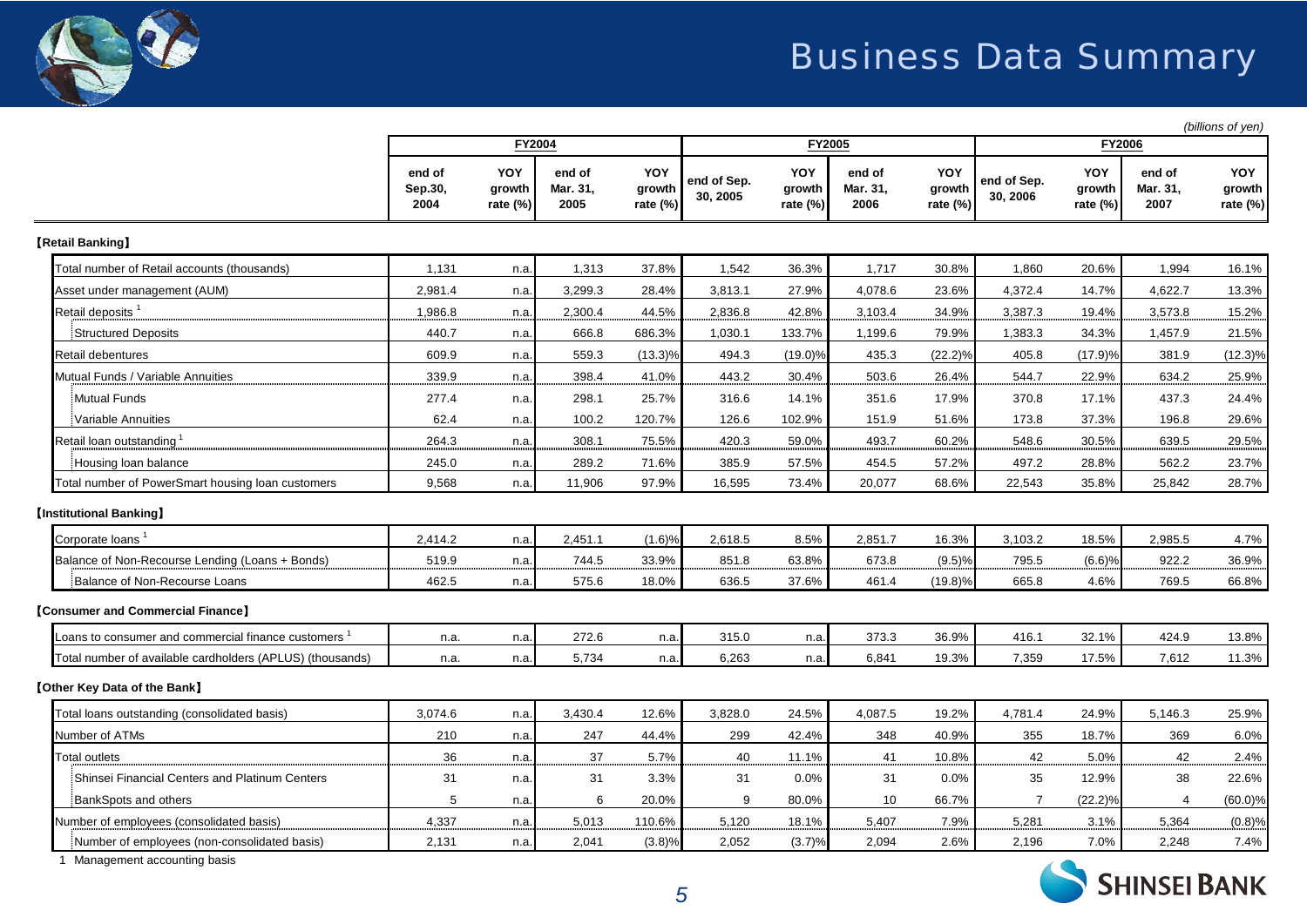# Business Data Summary

*(billions of yen)*

| | FY2004 | | | | FY2005 | | | | FY2006 | | | |
|---|---|---|---|---|---|---|---|---|---|---|---|---|
| | end of Sep.30, 2004 | YOY growth rate (%) | end of Mar. 31, 2005 | YOY growth rate (%) | end of Sep. 30, 2005 | YOY growth rate (%) | end of Mar. 31, 2006 | YOY growth rate (%) | end of Sep. 30, 2006 | YOY growth rate (%) | end of Mar. 31, 2007 | YOY growth rate (%) |
| **【Retail Banking】** | | | | | | | | | | | | |
| Total number of Retail accounts (thousands) | 1,131 | n.a. | 1,313 | 37.8% | 1,542 | 36.3% | 1,717 | 30.8% | 1,860 | 20.6% | 1,994 | 16.1% |
| Asset under management (AUM) | 2,981.4 | n.a. | 3,299.3 | 28.4% | 3,813.1 | 27.9% | 4,078.6 | 23.6% | 4,372.4 | 14.7% | 4,622.7 | 13.3% |
| Retail deposits [1] | 1,986.8 | n.a. | 2,300.4 | 44.5% | 2,836.8 | 42.8% | 3,103.4 | 34.9% | 3,387.3 | 19.4% | 3,573.8 | 15.2% |
| Structured Deposits | 440.7 | n.a. | 666.8 | 686.3% | 1,030.1 | 133.7% | 1,199.6 | 79.9% | 1,383.3 | 34.3% | 1,457.9 | 21.5% |
| Retail debentures | 609.9 | n.a. | 559.3 | (13.3)% | 494.3 | (19.0)% | 435.3 | (22.2)% | 405.8 | (17.9)% | 381.9 | (12.3)% |
| Mutual Funds / Variable Annuities | 339.9 | n.a. | 398.4 | 41.0% | 443.2 | 30.4% | 503.6 | 26.4% | 544.7 | 22.9% | 634.2 | 25.9% |
| Mutual Funds | 277.4 | n.a. | 298.1 | 25.7% | 316.6 | 14.1% | 351.6 | 17.9% | 370.8 | 17.1% | 437.3 | 24.4% |
| Variable Annuities | 62.4 | n.a. | 100.2 | 120.7% | 126.6 | 102.9% | 151.9 | 51.6% | 173.8 | 37.3% | 196.8 | 29.6% |
| Retail loan outstanding [1] | 264.3 | n.a. | 308.1 | 75.5% | 420.3 | 59.0% | 493.7 | 60.2% | 548.6 | 30.5% | 639.5 | 29.5% |
| Housing loan balance | 245.0 | n.a. | 289.2 | 71.6% | 385.9 | 57.5% | 454.5 | 57.2% | 497.2 | 28.8% | 562.2 | 23.7% |
| Total number of PowerSmart housing loan customers | 9,568 | n.a. | 11,906 | 97.9% | 16,595 | 73.4% | 20,077 | 68.6% | 22,543 | 35.8% | 25,842 | 28.7% |
| **【Institutional Banking】** | | | | | | | | | | | | |
| Corporate loans [1] | 2,414.2 | n.a. | 2,451.1 | (1.6)% | 2,618.5 | 8.5% | 2,851.7 | 16.3% | 3,103.2 | 18.5% | 2,985.5 | 4.7% |
| Balance of Non-Recourse Lending (Loans + Bonds) | 519.9 | n.a. | 744.5 | 33.9% | 851.8 | 63.8% | 673.8 | (9.5)% | 795.5 | (6.6)% | 922.2 | 36.9% |
| Balance of Non-Recourse Loans | 462.5 | n.a. | 575.6 | 18.0% | 636.5 | 37.6% | 461.4 | (19.8)% | 665.8 | 4.6% | 769.5 | 66.8% |
| **【Consumer and Commercial Finance】** | | | | | | | | | | | | |
| Loans to consumer and commercial finance customers [1] | n.a. | n.a. | 272.6 | n.a. | 315.0 | n.a. | 373.3 | 36.9% | 416.1 | 32.1% | 424.9 | 13.8% |
| Total number of available cardholders (APLUS) (thousands) | n.a. | n.a. | 5,734 | n.a. | 6,263 | n.a. | 6,841 | 19.3% | 7,359 | 17.5% | 7,612 | 11.3% |
| **【Other Key Data of the Bank】** | | | | | | | | | | | | |
| Total loans outstanding (consolidated basis) | 3,074.6 | n.a. | 3,430.4 | 12.6% | 3,828.0 | 24.5% | 4,087.5 | 19.2% | 4,781.4 | 24.9% | 5,146.3 | 25.9% |
| Number of ATMs | 210 | n.a. | 247 | 44.4% | 299 | 42.4% | 348 | 40.9% | 355 | 18.7% | 369 | 6.0% |
| Total outlets | 36 | n.a. | 37 | 5.7% | 40 | 11.1% | 41 | 10.8% | 42 | 5.0% | 42 | 2.4% |
| Shinsei Financial Centers and Platinum Centers | 31 | n.a. | 31 | 3.3% | 31 | 0.0% | 31 | 0.0% | 35 | 12.9% | 38 | 22.6% |
| BankSpots and others | 5 | n.a. | 6 | 20.0% | 9 | 80.0% | 10 | 66.7% | 7 | (22.2)% | 4 | (60.0)% |
| Number of employees (consolidated basis) | 4,337 | n.a. | 5,013 | 110.6% | 5,120 | 18.1% | 5,407 | 7.9% | 5,281 | 3.1% | 5,364 | (0.8)% |
| Number of employees (non-consolidated basis) | 2,131 | n.a. | 2,041 | (3.8)% | 2,052 | (3.7)% | 2,094 | 2.6% | 2,196 | 7.0% | 2,248 | 7.4% |

1 Management accounting basis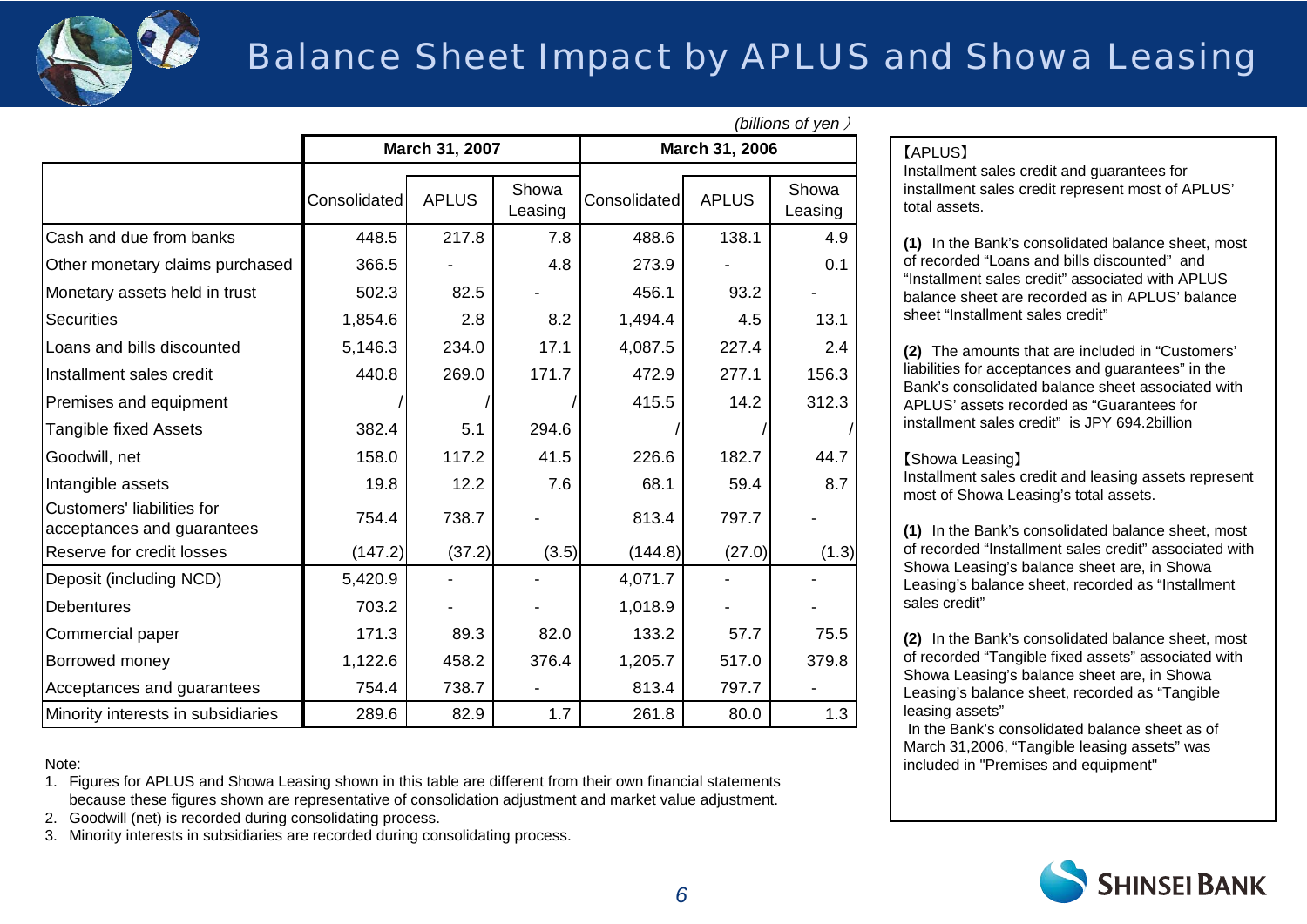# Balance Sheet Impact by APLUS and Showa Leasing

(billions of yen)

| | March 31, 2007 | | | March 31, 2006 | | |
|---|---|---|---|---|---|---|
| | Consolidated | APLUS | Showa Leasing | Consolidated | APLUS | Showa Leasing |
| Cash and due from banks | 448.5 | 217.8 | 7.8 | 488.6 | 138.1 | 4.9 |
| Other monetary claims purchased | 366.5 | - | 4.8 | 273.9 | - | 0.1 |
| Monetary assets held in trust | 502.3 | 82.5 | - | 456.1 | 93.2 | - |
| Securities | 1,854.6 | 2.8 | 8.2 | 1,494.4 | 4.5 | 13.1 |
| Loans and bills discounted | 5,146.3 | 234.0 | 17.1 | 4,087.5 | 227.4 | 2.4 |
| Installment sales credit | 440.8 | 269.0 | 171.7 | 472.9 | 277.1 | 156.3 |
| Premises and equipment | / | / | / | 415.5 | 14.2 | 312.3 |
| Tangible fixed Assets | 382.4 | 5.1 | 294.6 | / | / | / |
| Goodwill, net | 158.0 | 117.2 | 41.5 | 226.6 | 182.7 | 44.7 |
| Intangible assets | 19.8 | 12.2 | 7.6 | 68.1 | 59.4 | 8.7 |
| Customers' liabilities for acceptances and guarantees | 754.4 | 738.7 | - | 813.4 | 797.7 | - |
| Reserve for credit losses | (147.2) | (37.2) | (3.5) | (144.8) | (27.0) | (1.3) |
| Deposit (including NCD) | 5,420.9 | - | - | 4,071.7 | - | - |
| Debentures | 703.2 | - | - | 1,018.9 | - | - |
| Commercial paper | 171.3 | 89.3 | 82.0 | 133.2 | 57.7 | 75.5 |
| Borrowed money | 1,122.6 | 458.2 | 376.4 | 1,205.7 | 517.0 | 379.8 |
| Acceptances and guarantees | 754.4 | 738.7 | - | 813.4 | 797.7 | - |
| Minority interests in subsidiaries | 289.6 | 82.9 | 1.7 | 261.8 | 80.0 | 1.3 |

Note:

1. Figures for APLUS and Showa Leasing shown in this table are different from their own financial statements because these figures shown are representative of consolidation adjustment and market value adjustment.
2. Goodwill (net) is recorded during consolidating process.
3. Minority interests in subsidiaries are recorded during consolidating process.

【APLUS】

Installment sales credit and guarantees for installment sales credit represent most of APLUS' total assets.

**(1)** In the Bank's consolidated balance sheet, most of recorded "Loans and bills discounted" and "Installment sales credit" associated with APLUS balance sheet are recorded as in APLUS' balance sheet "Installment sales credit"

**(2)** The amounts that are included in "Customers' liabilities for acceptances and guarantees" in the Bank's consolidated balance sheet associated with APLUS' assets recorded as "Guarantees for installment sales credit" is JPY 694.2billion

【Showa Leasing】

Installment sales credit and leasing assets represent most of Showa Leasing's total assets.

**(1)** In the Bank's consolidated balance sheet, most of recorded "Installment sales credit" associated with Showa Leasing's balance sheet are, in Showa Leasing's balance sheet, recorded as "Installment sales credit"

**(2)** In the Bank's consolidated balance sheet, most of recorded "Tangible fixed assets" associated with Showa Leasing's balance sheet are, in Showa Leasing's balance sheet, recorded as "Tangible leasing assets"

In the Bank's consolidated balance sheet as of March 31,2006, "Tangible leasing assets" was included in "Premises and equipment"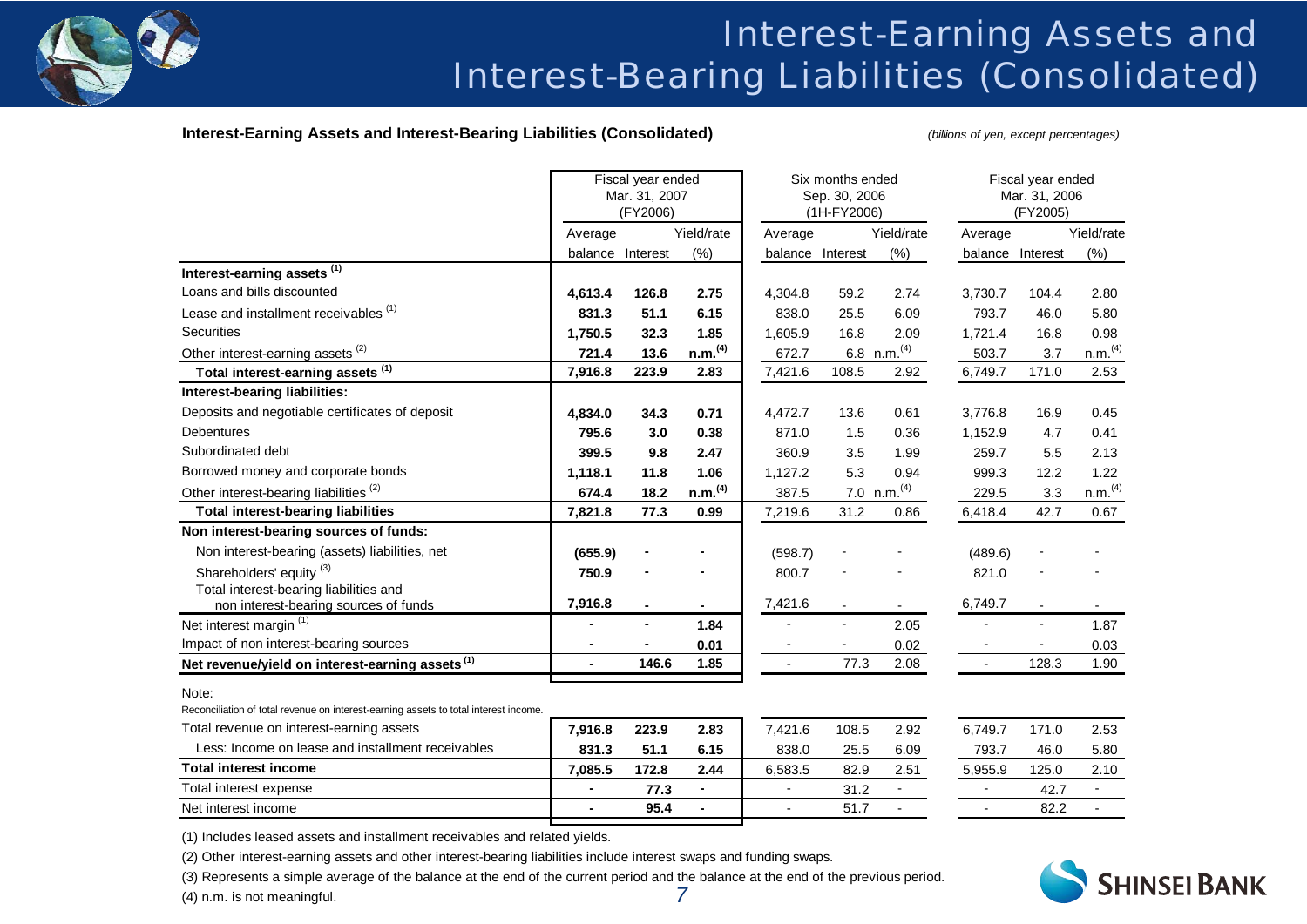# Interest-Earning Assets and Interest-Bearing Liabilities (Consolidated)

**Interest-Earning Assets and Interest-Bearing Liabilities (Consolidated)**

*(billions of yen, except percentages)*

| | Fiscal year ended Mar. 31, 2007 (FY2006) | | | Six months ended Sep. 30, 2006 (1H-FY2006) | | | Fiscal year ended Mar. 31, 2006 (FY2005) | | |
|---|---|---|---|---|---|---|---|---|---|
| | Average balance | Interest | Yield/rate (%) | Average balance | Interest | Yield/rate (%) | Average balance | Interest | Yield/rate (%) |
| **Interest-earning assets [1]** | | | | | | | | | |
| Loans and bills discounted | **4,613.4** | **126.8** | **2.75** | 4,304.8 | 59.2 | 2.74 | 3,730.7 | 104.4 | 2.80 |
| Lease and installment receivables [1] | **831.3** | **51.1** | **6.15** | 838.0 | 25.5 | 6.09 | 793.7 | 46.0 | 5.80 |
| Securities | **1,750.5** | **32.3** | **1.85** | 1,605.9 | 16.8 | 2.09 | 1,721.4 | 16.8 | 0.98 |
| Other interest-earning assets [2] | **721.4** | **13.6** | **n.m.[4]** | 672.7 | 6.8 | n.m.[4] | 503.7 | 3.7 | n.m.[4] |
| **Total interest-earning assets [1]** | **7,916.8** | **223.9** | **2.83** | 7,421.6 | 108.5 | 2.92 | 6,749.7 | 171.0 | 2.53 |
| **Interest-bearing liabilities:** | | | | | | | | | |
| Deposits and negotiable certificates of deposit | **4,834.0** | **34.3** | **0.71** | 4,472.7 | 13.6 | 0.61 | 3,776.8 | 16.9 | 0.45 |
| Debentures | **795.6** | **3.0** | **0.38** | 871.0 | 1.5 | 0.36 | 1,152.9 | 4.7 | 0.41 |
| Subordinated debt | **399.5** | **9.8** | **2.47** | 360.9 | 3.5 | 1.99 | 259.7 | 5.5 | 2.13 |
| Borrowed money and corporate bonds | **1,118.1** | **11.8** | **1.06** | 1,127.2 | 5.3 | 0.94 | 999.3 | 12.2 | 1.22 |
| Other interest-bearing liabilities [2] | **674.4** | **18.2** | **n.m.[4]** | 387.5 | 7.0 | n.m.[4] | 229.5 | 3.3 | n.m.[4] |
| **Total interest-bearing liabilities** | **7,821.8** | **77.3** | **0.99** | 7,219.6 | 31.2 | 0.86 | 6,418.4 | 42.7 | 0.67 |
| **Non interest-bearing sources of funds:** | | | | | | | | | |
| Non interest-bearing (assets) liabilities, net | **(655.9)** | **-** | **-** | (598.7) | - | - | (489.6) | - | - |
| Shareholders' equity [3] | **750.9** | **-** | **-** | 800.7 | - | - | 821.0 | - | - |
| Total interest-bearing liabilities and non interest-bearing sources of funds | **7,916.8** | **-** | **-** | 7,421.6 | - | - | 6,749.7 | - | - |
| Net interest margin [1] | **-** | **-** | **1.84** | - | - | 2.05 | - | - | 1.87 |
| Impact of non interest-bearing sources | **-** | **-** | **0.01** | - | - | 0.02 | - | - | 0.03 |
| **Net revenue/yield on interest-earning assets [1]** | **-** | **146.6** | **1.85** | - | 77.3 | 2.08 | - | 128.3 | 1.90 |

Note:

Reconciliation of total revenue on interest-earning assets to total interest income.

| | FY2006 Average balance | Interest | Yield/rate (%) | 1H-FY2006 Average balance | Interest | Yield/rate (%) | FY2005 Average balance | Interest | Yield/rate (%) |
|---|---|---|---|---|---|---|---|---|---|
| Total revenue on interest-earning assets | **7,916.8** | **223.9** | **2.83** | 7,421.6 | 108.5 | 2.92 | 6,749.7 | 171.0 | 2.53 |
| Less: Income on lease and installment receivables | **831.3** | **51.1** | **6.15** | 838.0 | 25.5 | 6.09 | 793.7 | 46.0 | 5.80 |
| **Total interest income** | **7,085.5** | **172.8** | **2.44** | 6,583.5 | 82.9 | 2.51 | 5,955.9 | 125.0 | 2.10 |
| Total interest expense | **-** | **77.3** | **-** | - | 31.2 | - | - | 42.7 | - |
| Net interest income | **-** | **95.4** | **-** | - | 51.7 | - | - | 82.2 | - |

(1) Includes leased assets and installment receivables and related yields.

(2) Other interest-earning assets and other interest-bearing liabilities include interest swaps and funding swaps.

(3) Represents a simple average of the balance at the end of the current period and the balance at the end of the previous period.

(4) n.m. is not meaningful.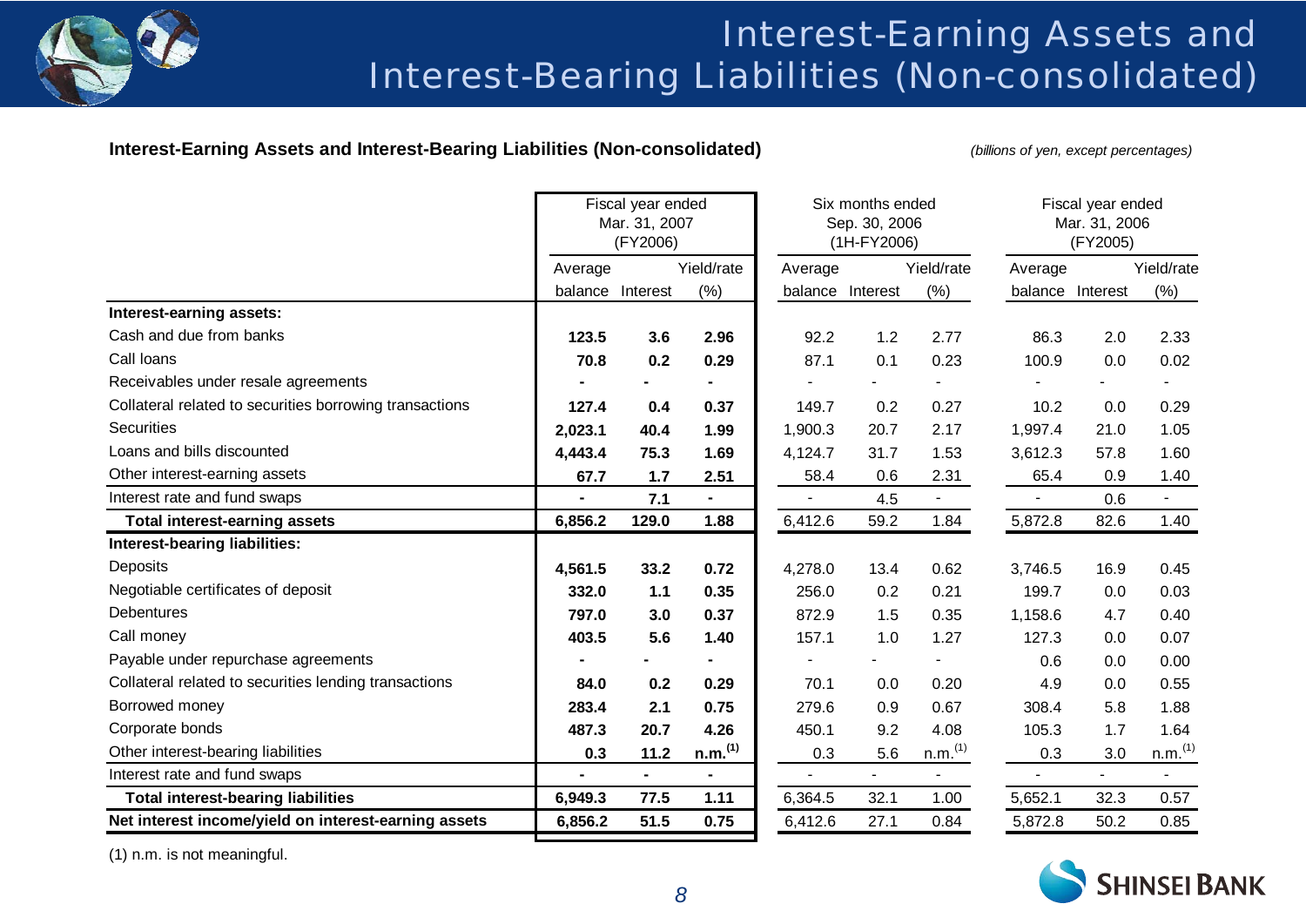# Interest-Earning Assets and Interest-Bearing Liabilities (Non-consolidated)

**Interest-Earning Assets and Interest-Bearing Liabilities (Non-consolidated)**

*(billions of yen, except percentages)*

| | Fiscal year ended Mar. 31, 2007 (FY2006) | | | Six months ended Sep. 30, 2006 (1H-FY2006) | | | Fiscal year ended Mar. 31, 2006 (FY2005) | | |
|---|---|---|---|---|---|---|---|---|---|
| | Average balance | Interest | Yield/rate (%) | Average balance | Interest | Yield/rate (%) | Average balance | Interest | Yield/rate (%) |
| **Interest-earning assets:** | | | | | | | | | |
| Cash and due from banks | **123.5** | **3.6** | **2.96** | 92.2 | 1.2 | 2.77 | 86.3 | 2.0 | 2.33 |
| Call loans | **70.8** | **0.2** | **0.29** | 87.1 | 0.1 | 0.23 | 100.9 | 0.0 | 0.02 |
| Receivables under resale agreements | **-** | **-** | **-** | - | - | - | - | - | - |
| Collateral related to securities borrowing transactions | **127.4** | **0.4** | **0.37** | 149.7 | 0.2 | 0.27 | 10.2 | 0.0 | 0.29 |
| Securities | **2,023.1** | **40.4** | **1.99** | 1,900.3 | 20.7 | 2.17 | 1,997.4 | 21.0 | 1.05 |
| Loans and bills discounted | **4,443.4** | **75.3** | **1.69** | 4,124.7 | 31.7 | 1.53 | 3,612.3 | 57.8 | 1.60 |
| Other interest-earning assets | **67.7** | **1.7** | **2.51** | 58.4 | 0.6 | 2.31 | 65.4 | 0.9 | 1.40 |
| Interest rate and fund swaps | **-** | **7.1** | **-** | - | 4.5 | - | - | 0.6 | - |
| **Total interest-earning assets** | **6,856.2** | **129.0** | **1.88** | 6,412.6 | 59.2 | 1.84 | 5,872.8 | 82.6 | 1.40 |
| **Interest-bearing liabilities:** | | | | | | | | | |
| Deposits | **4,561.5** | **33.2** | **0.72** | 4,278.0 | 13.4 | 0.62 | 3,746.5 | 16.9 | 0.45 |
| Negotiable certificates of deposit | **332.0** | **1.1** | **0.35** | 256.0 | 0.2 | 0.21 | 199.7 | 0.0 | 0.03 |
| Debentures | **797.0** | **3.0** | **0.37** | 872.9 | 1.5 | 0.35 | 1,158.6 | 4.7 | 0.40 |
| Call money | **403.5** | **5.6** | **1.40** | 157.1 | 1.0 | 1.27 | 127.3 | 0.0 | 0.07 |
| Payable under repurchase agreements | **-** | **-** | **-** | - | - | - | 0.6 | 0.0 | 0.00 |
| Collateral related to securities lending transactions | **84.0** | **0.2** | **0.29** | 70.1 | 0.0 | 0.20 | 4.9 | 0.0 | 0.55 |
| Borrowed money | **283.4** | **2.1** | **0.75** | 279.6 | 0.9 | 0.67 | 308.4 | 5.8 | 1.88 |
| Corporate bonds | **487.3** | **20.7** | **4.26** | 450.1 | 9.2 | 4.08 | 105.3 | 1.7 | 1.64 |
| Other interest-bearing liabilities | **0.3** | **11.2** | **n.m.[1]** | 0.3 | 5.6 | n.m.[1] | 0.3 | 3.0 | n.m.[1] |
| Interest rate and fund swaps | **-** | **-** | **-** | - | - | - | - | - | - |
| **Total interest-bearing liabilities** | **6,949.3** | **77.5** | **1.11** | 6,364.5 | 32.1 | 1.00 | 5,652.1 | 32.3 | 0.57 |
| **Net interest income/yield on interest-earning assets** | **6,856.2** | **51.5** | **0.75** | 6,412.6 | 27.1 | 0.84 | 5,872.8 | 50.2 | 0.85 |

(1) n.m. is not meaningful.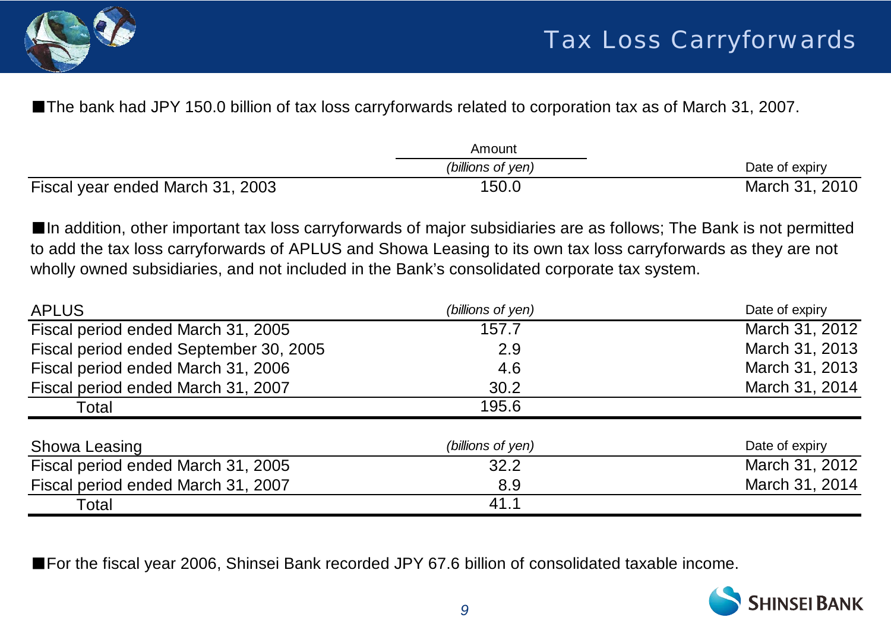# Tax Loss Carryforwards

■The bank had JPY 150.0 billion of tax loss carryforwards related to corporation tax as of March 31, 2007.

| | Amount *(billions of yen)* | Date of expiry |
|---|---|---|
| Fiscal year ended March 31, 2003 | 150.0 | March 31, 2010 |

■In addition, other important tax loss carryforwards of major subsidiaries are as follows; The Bank is not permitted to add the tax loss carryforwards of APLUS and Showa Leasing to its own tax loss carryforwards as they are not wholly owned subsidiaries, and not included in the Bank's consolidated corporate tax system.

| APLUS | *(billions of yen)* | Date of expiry |
|---|---|---|
| Fiscal period ended March 31, 2005 | 157.7 | March 31, 2012 |
| Fiscal period ended September 30, 2005 | 2.9 | March 31, 2013 |
| Fiscal period ended March 31, 2006 | 4.6 | March 31, 2013 |
| Fiscal period ended March 31, 2007 | 30.2 | March 31, 2014 |
| Total | 195.6 | |

| Showa Leasing | *(billions of yen)* | Date of expiry |
|---|---|---|
| Fiscal period ended March 31, 2005 | 32.2 | March 31, 2012 |
| Fiscal period ended March 31, 2007 | 8.9 | March 31, 2014 |
| Total | 41.1 | |

■For the fiscal year 2006, Shinsei Bank recorded JPY 67.6 billion of consolidated taxable income.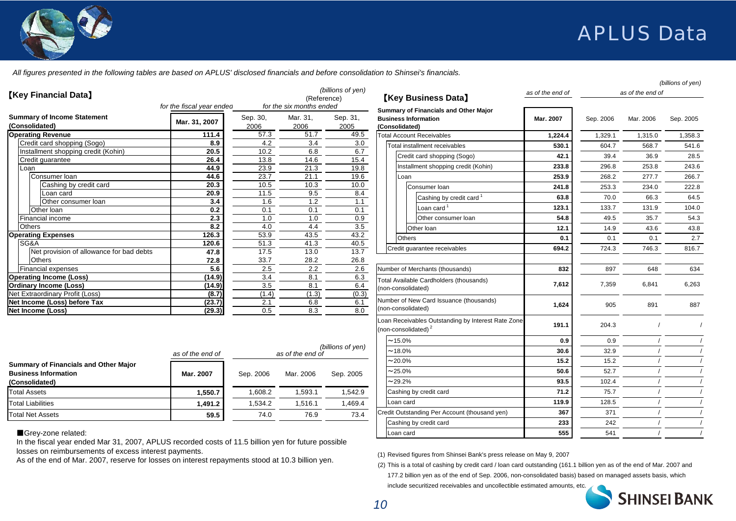# APLUS Data

*All figures presented in the following tables are based on APLUS' disclosed financials and before consolidation to Shinsei's financials.*

## 【Key Financial Data】

*(billions of yen)*

| Summary of Income Statement (Consolidated) | *for the fiscal year ended* Mar. 31, 2007 | *for the six months ended* Sep. 30, 2006 | Mar. 31, 2006 | (Reference) Sep. 31, 2005 |
|---|---|---|---|---|
| **Operating Revenue** | **111.4** | 57.3 | 51.7 | 49.5 |
| Credit card shopping (Sogo) | **8.9** | 4.2 | 3.4 | 3.0 |
| Installment shopping credit (Kohin) | **20.5** | 10.2 | 6.8 | 6.7 |
| Credit guarantee | **26.4** | 13.8 | 14.6 | 15.4 |
| Loan | **44.9** | 23.9 | 21.3 | 19.8 |
| Consumer loan | **44.6** | 23.7 | 21.1 | 19.6 |
| Cashing by credit card | **20.3** | 10.5 | 10.3 | 10.0 |
| Loan card | **20.9** | 11.5 | 9.5 | 8.4 |
| Other consumer loan | **3.4** | 1.6 | 1.2 | 1.1 |
| Other loan | **0.2** | 0.1 | 0.1 | 0.1 |
| Financial income | **2.3** | 1.0 | 1.0 | 0.9 |
| Others | **8.2** | 4.0 | 4.4 | 3.5 |
| **Operating Expenses** | **126.3** | 53.9 | 43.5 | 43.2 |
| SG&A | **120.6** | 51.3 | 41.3 | 40.5 |
| Net provision of allowance for bad debts | **47.8** | 17.5 | 13.0 | 13.7 |
| Others | **72.8** | 33.7 | 28.2 | 26.8 |
| Financial expenses | **5.6** | 2.5 | 2.2 | 2.6 |
| **Operating Income (Loss)** | **(14.9)** | 3.4 | 8.1 | 6.3 |
| **Ordinary Income (Loss)** | **(14.9)** | 3.5 | 8.1 | 6.4 |
| Net Extraordinary Profit (Loss) | **(8.7)** | (1.4) | (1.3) | (0.3) |
| **Net Income (Loss) before Tax** | **(23.7)** | 2.1 | 6.8 | 6.1 |
| **Net Income (Loss)** | **(29.3)** | 0.5 | 8.3 | 8.0 |

*(billions of yen)*

| Summary of Financials and Other Major Business Information (Consolidated) | *as of the end of* Mar. 2007 | *as of the end of* Sep. 2006 | Mar. 2006 | Sep. 2005 |
|---|---|---|---|---|
| Total Assets | **1,550.7** | 1,608.2 | 1,593.1 | 1,542.9 |
| Total Liabilities | **1,491.2** | 1,534.2 | 1,516.1 | 1,469.4 |
| Total Net Assets | **59.5** | 74.0 | 76.9 | 73.4 |

■Grey-zone related:

In the fiscal year ended Mar 31, 2007, APLUS recorded costs of 11.5 billion yen for future possible losses on reimbursements of excess interest payments.

As of the end of Mar. 2007, reserve for losses on interest repayments stood at 10.3 billion yen.

## 【Key Business Data】

*(billions of yen)*

| Summary of Financials and Other Major Business Information (Consolidated) | *as of the end of* Mar. 2007 | *as of the end of* Sep. 2006 | Mar. 2006 | Sep. 2005 |
|---|---|---|---|---|
| Total Account Receivables | **1,224.4** | 1,329.1 | 1,315.0 | 1,358.3 |
| Total installment receivables | **530.1** | 604.7 | 568.7 | 541.6 |
| Credit card shopping (Sogo) | **42.1** | 39.4 | 36.9 | 28.5 |
| Installment shopping credit (Kohin) | **233.8** | 296.8 | 253.8 | 243.6 |
| Loan | **253.9** | 268.2 | 277.7 | 266.7 |
| Consumer loan | **241.8** | 253.3 | 234.0 | 222.8 |
| Cashing by credit card [1] | **63.8** | 70.0 | 66.3 | 64.5 |
| Loan card [1] | **123.1** | 133.7 | 131.9 | 104.0 |
| Other consumer loan | **54.8** | 49.5 | 35.7 | 54.3 |
| Other loan | **12.1** | 14.9 | 43.6 | 43.8 |
| Others | **0.1** | 0.1 | 0.1 | 2.7 |
| Credit guarantee receivables | **694.2** | 724.3 | 746.3 | 816.7 |
| | | | | |
| Number of Merchants (thousands) | **832** | 897 | 648 | 634 |
| Total Available Cardholders (thousands) (non-consolidated) | **7,612** | 7,359 | 6,841 | 6,263 |
| Number of New Card Issuance (thousands) (non-consolidated) | **1,624** | 905 | 891 | 887 |
| Loan Receivables Outstanding by Interest Rate Zone (non-consolidated) [2] | **191.1** | 204.3 | / | / |
| ~15.0% | **0.9** | 0.9 | / | / |
| ~18.0% | **30.6** | 32.9 | / | / |
| ~20.0% | **15.2** | 15.2 | / | / |
| ~25.0% | **50.6** | 52.7 | / | / |
| ~29.2% | **93.5** | 102.4 | / | / |
| Cashing by credit card | **71.2** | 75.7 | / | / |
| Loan card | **119.9** | 128.5 | / | / |
| Credit Outstanding Per Account (thousand yen) | **367** | 371 | / | / |
| Cashing by credit card | **233** | 242 | / | / |
| Loan card | **555** | 541 | / | / |

(1) Revised figures from Shinsei Bank's press release on May 9, 2007

(2) This is a total of cashing by credit card / loan card outstanding (161.1 billion yen as of the end of Mar. 2007 and 177.2 billion yen as of the end of Sep. 2006, non-consolidated basis) based on managed assets basis, which include securitized receivables and uncollectible estimated amounts, etc.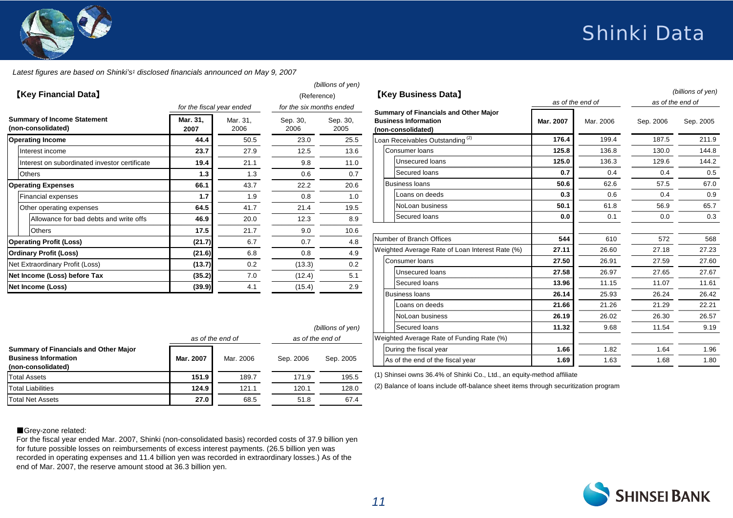# Shinki Data

*Latest figures are based on Shinki's[1] disclosed financials announced on May 9, 2007*

## 【Key Financial Data】

*(billions of yen)*

| Summary of Income Statement (non-consolidated) | *for the fiscal year ended* Mar. 31, 2007 | Mar. 31, 2006 | (Reference) *for the six months ended* Sep. 30, 2006 | Sep. 30, 2005 |
|---|---|---|---|---|
| **Operating Income** | **44.4** | 50.5 | 23.0 | 25.5 |
| Interest income | **23.7** | 27.9 | 12.5 | 13.6 |
| Interest on subordinated investor certificate | **19.4** | 21.1 | 9.8 | 11.0 |
| Others | **1.3** | 1.3 | 0.6 | 0.7 |
| **Operating Expenses** | **66.1** | 43.7 | 22.2 | 20.6 |
| Financial expenses | **1.7** | 1.9 | 0.8 | 1.0 |
| Other operating expenses | **64.5** | 41.7 | 21.4 | 19.5 |
| Allowance for bad debts and write offs | **46.9** | 20.0 | 12.3 | 8.9 |
| Others | **17.5** | 21.7 | 9.0 | 10.6 |
| **Operating Profit (Loss)** | **(21.7)** | 6.7 | 0.7 | 4.8 |
| **Ordinary Profit (Loss)** | **(21.6)** | 6.8 | 0.8 | 4.9 |
| Net Extraordinary Profit (Loss) | **(13.7)** | 0.2 | (13.3) | 0.2 |
| **Net Income (Loss) before Tax** | **(35.2)** | 7.0 | (12.4) | 5.1 |
| **Net Income (Loss)** | **(39.9)** | 4.1 | (15.4) | 2.9 |

*(billions of yen)*

| Summary of Financials and Other Major Business Information (non-consolidated) | *as of the end of* Mar. 2007 | Mar. 2006 | *as of the end of* Sep. 2006 | Sep. 2005 |
|---|---|---|---|---|
| Total Assets | **151.9** | 189.7 | 171.9 | 195.5 |
| Total Liabilities | **124.9** | 121.1 | 120.1 | 128.0 |
| Total Net Assets | **27.0** | 68.5 | 51.8 | 67.4 |

■Grey-zone related:
For the fiscal year ended Mar. 2007, Shinki (non-consolidated basis) recorded costs of 37.9 billion yen for future possible losses on reimbursements of excess interest payments. (26.5 billion yen was recorded in operating expenses and 11.4 billion yen was recorded in extraordinary losses.) As of the end of Mar. 2007, the reserve amount stood at 36.3 billion yen.

## 【Key Business Data】

*(billions of yen)*

| Summary of Financials and Other Major Business Information (non-consolidated) | *as of the end of* Mar. 2007 | Mar. 2006 | *as of the end of* Sep. 2006 | Sep. 2005 |
|---|---|---|---|---|
| Loan Receivables Outstanding [2] | **176.4** | 199.4 | 187.5 | 211.9 |
| Consumer loans | **125.8** | 136.8 | 130.0 | 144.8 |
| Unsecured loans | **125.0** | 136.3 | 129.6 | 144.2 |
| Secured loans | **0.7** | 0.4 | 0.4 | 0.5 |
| Business loans | **50.6** | 62.6 | 57.5 | 67.0 |
| Loans on deeds | **0.3** | 0.6 | 0.4 | 0.9 |
| NoLoan business | **50.1** | 61.8 | 56.9 | 65.7 |
| Secured loans | **0.0** | 0.1 | 0.0 | 0.3 |
| | | | | |
| Number of Branch Offices | **544** | 610 | 572 | 568 |
| Weighted Average Rate of Loan Interest Rate (%) | **27.11** | 26.60 | 27.18 | 27.23 |
| Consumer loans | **27.50** | 26.91 | 27.59 | 27.60 |
| Unsecured loans | **27.58** | 26.97 | 27.65 | 27.67 |
| Secured loans | **13.96** | 11.15 | 11.07 | 11.61 |
| Business loans | **26.14** | 25.93 | 26.24 | 26.42 |
| Loans on deeds | **21.66** | 21.26 | 21.29 | 22.21 |
| NoLoan business | **26.19** | 26.02 | 26.30 | 26.57 |
| Secured loans | **11.32** | 9.68 | 11.54 | 9.19 |
| Weighted Average Rate of Funding Rate (%) | | | | |
| During the fiscal year | **1.66** | 1.82 | 1.64 | 1.96 |
| As of the end of the fiscal year | **1.69** | 1.63 | 1.68 | 1.80 |

(1) Shinsei owns 36.4% of Shinki Co., Ltd., an equity-method affiliate

(2) Balance of loans include off-balance sheet items through securitization program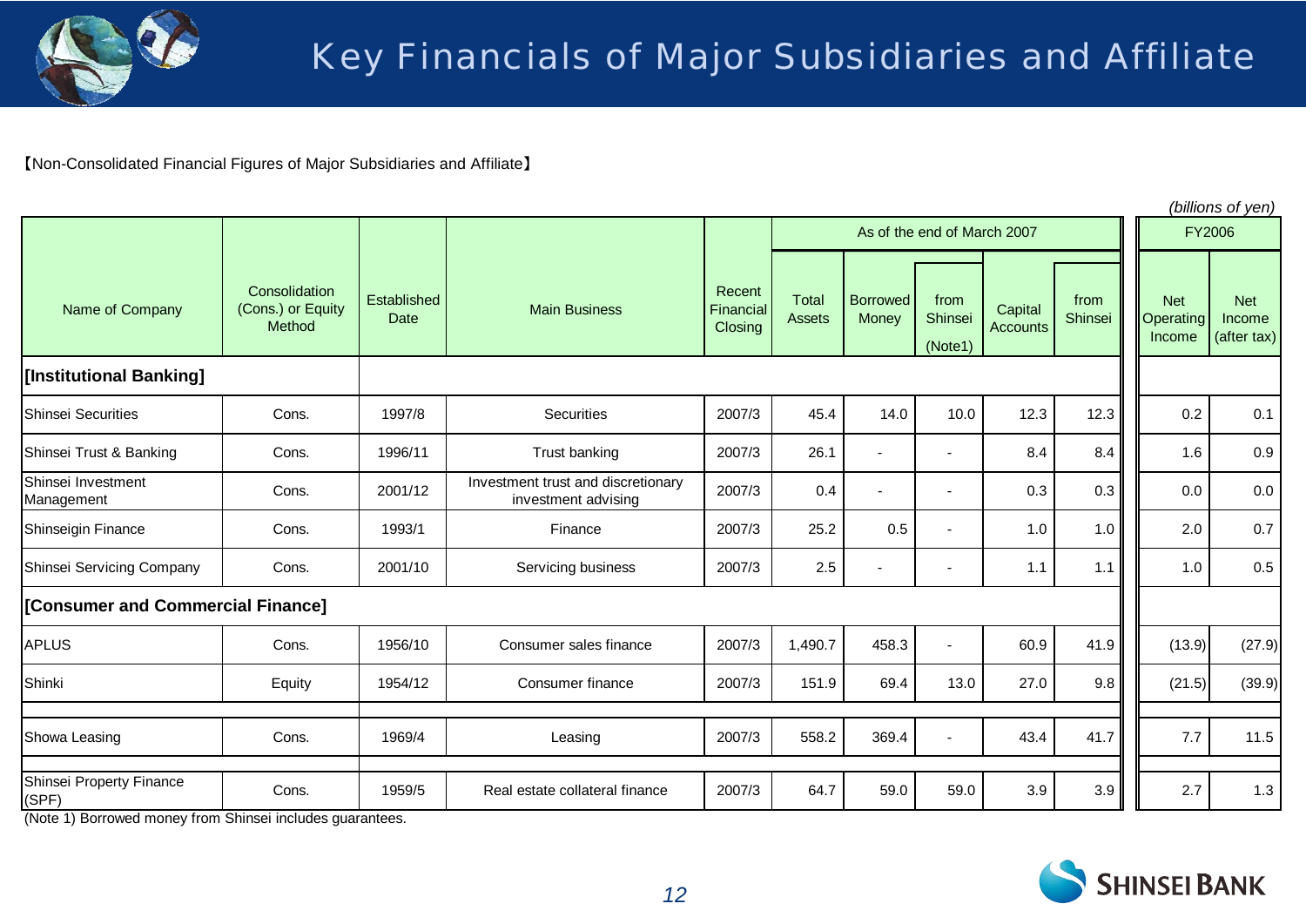# Key Financials of Major Subsidiaries and Affiliate

【Non-Consolidated Financial Figures of Major Subsidiaries and Affiliate】

*(billions of yen)*

| Name of Company | Consolidation (Cons.) or Equity Method | Established Date | Main Business | Recent Financial Closing | As of the end of March 2007 | | | | | FY2006 | |
|---|---|---|---|---|---|---|---|---|---|---|---|
| | | | | | Total Assets | Borrowed Money | from Shinsei (Note1) | Capital Accounts | from Shinsei | Net Operating Income | Net Income (after tax) |
| **[Institutional Banking]** | | | | | | | | | | | |
| Shinsei Securities | Cons. | 1997/8 | Securities | 2007/3 | 45.4 | 14.0 | 10.0 | 12.3 | 12.3 | 0.2 | 0.1 |
| Shinsei Trust & Banking | Cons. | 1996/11 | Trust banking | 2007/3 | 26.1 | - | - | 8.4 | 8.4 | 1.6 | 0.9 |
| Shinsei Investment Management | Cons. | 2001/12 | Investment trust and discretionary investment advising | 2007/3 | 0.4 | - | - | 0.3 | 0.3 | 0.0 | 0.0 |
| Shinseigin Finance | Cons. | 1993/1 | Finance | 2007/3 | 25.2 | 0.5 | - | 1.0 | 1.0 | 2.0 | 0.7 |
| Shinsei Servicing Company | Cons. | 2001/10 | Servicing business | 2007/3 | 2.5 | - | - | 1.1 | 1.1 | 1.0 | 0.5 |
| **[Consumer and Commercial Finance]** | | | | | | | | | | | |
| APLUS | Cons. | 1956/10 | Consumer sales finance | 2007/3 | 1,490.7 | 458.3 | - | 60.9 | 41.9 | (13.9) | (27.9) |
| Shinki | Equity | 1954/12 | Consumer finance | 2007/3 | 151.9 | 69.4 | 13.0 | 27.0 | 9.8 | (21.5) | (39.9) |
| Showa Leasing | Cons. | 1969/4 | Leasing | 2007/3 | 558.2 | 369.4 | - | 43.4 | 41.7 | 7.7 | 11.5 |
| Shinsei Property Finance (SPF) | Cons. | 1959/5 | Real estate collateral finance | 2007/3 | 64.7 | 59.0 | 59.0 | 3.9 | 3.9 | 2.7 | 1.3 |

(Note 1) Borrowed money from Shinsei includes guarantees.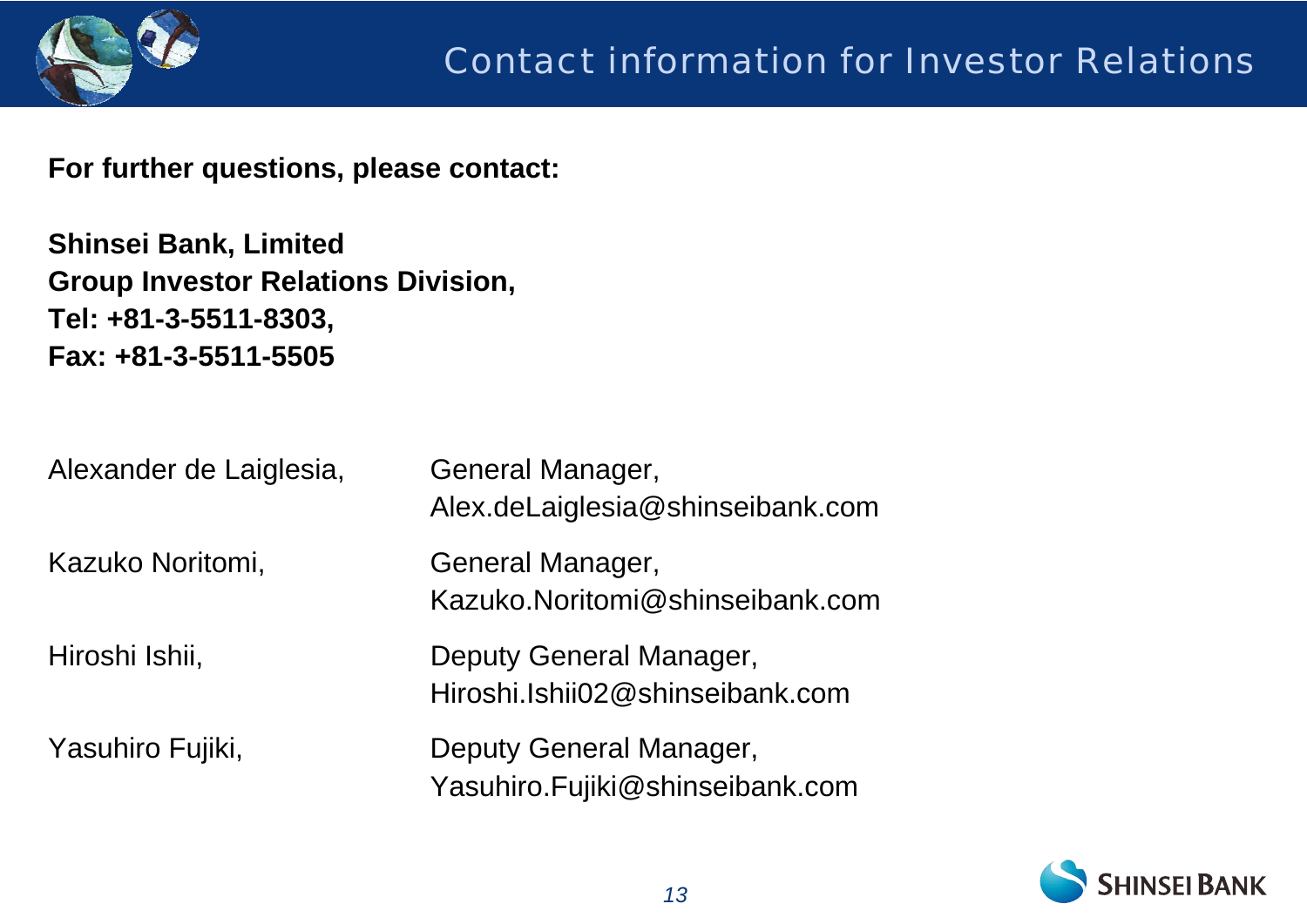# Contact information for Investor Relations

**For further questions, please contact:**

**Shinsei Bank, Limited**
**Group Investor Relations Division,**
**Tel: +81-3-5511-8303,**
**Fax: +81-3-5511-5505**

| | |
|---|---|
| Alexander de Laiglesia, | General Manager, Alex.deLaiglesia@shinseibank.com |
| Kazuko Noritomi, | General Manager, Kazuko.Noritomi@shinseibank.com |
| Hiroshi Ishii, | Deputy General Manager, Hiroshi.Ishii02@shinseibank.com |
| Yasuhiro Fujiki, | Deputy General Manager, Yasuhiro.Fujiki@shinseibank.com |